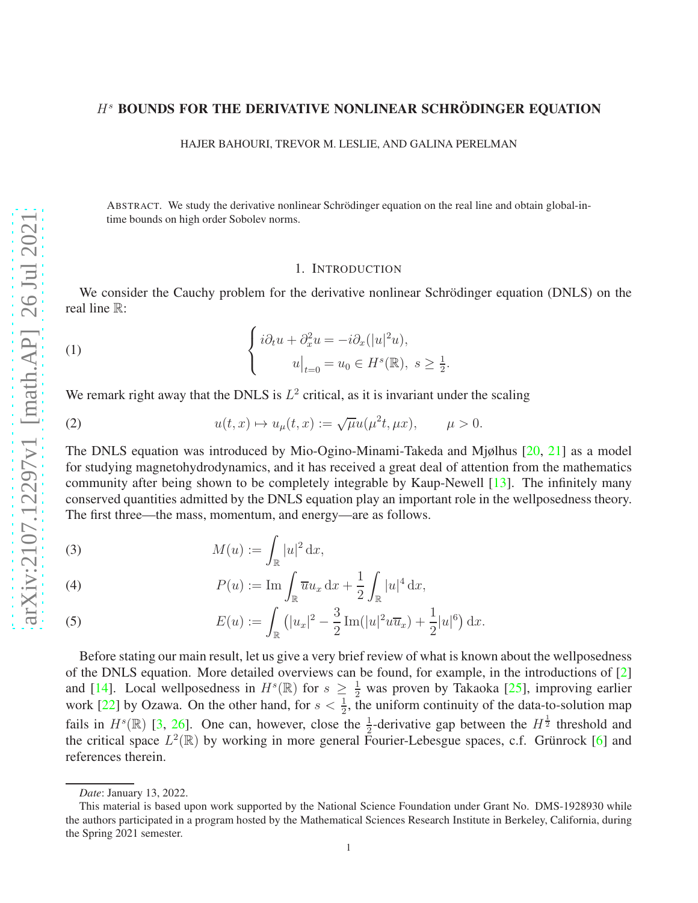# $H^s$ BOUNDS FOR THE DERIVATIVE NONLINEAR SCHRÖDINGER EQUATION

HAJER BAHOURI, TREVOR M. LESLIE, AND GALINA PERELMAN

ABSTRACT. We study the derivative nonlinear Schrödinger equation on the real line and obtain global-in-time bounds on high order Sobolev norms.

## 1. INTRODUCTION

We consider the Cauchy problem for the derivative nonlinear Schrödinger equation (DNLS) on the real line $\mathbb{R}$:

$$
\begin{cases} i\partial_t u + \partial_x^2 u = -i\partial_x(|u|^2 u), \\ \quad\quad u\big|_{t=0} = u_0 \in H^s(\mathbb{R}),\ s \geq \frac{1}{2}. \end{cases} \tag{1}
$$

We remark right away that the DNLS is $L^2$ critical, as it is invariant under the scaling

$$
u(t,x) \mapsto u_\mu(t,x) := \sqrt{\mu}\, u(\mu^2 t, \mu x), \qquad \mu > 0. \tag{2}
$$

The DNLS equation was introduced by Mio-Ogino-Minami-Takeda and Mjølhus [20, 21] as a model for studying magnetohydrodynamics, and it has received a great deal of attention from the mathematics community after being shown to be completely integrable by Kaup-Newell [13]. The infinitely many conserved quantities admitted by the DNLS equation play an important role in the wellposedness theory. The first three—the mass, momentum, and energy—are as follows.

$$
M(u) := \int_{\mathbb{R}} |u|^2 \,\mathrm{d}x, \tag{3}
$$

$$
P(u) := \operatorname{Im} \int_{\mathbb{R}} \overline{u} u_x \,\mathrm{d}x + \frac{1}{2}\int_{\mathbb{R}} |u|^4 \,\mathrm{d}x, \tag{4}
$$

$$
E(u) := \int_{\mathbb{R}} \left( |u_x|^2 - \frac{3}{2}\operatorname{Im}(|u|^2 u \overline{u}_x) + \frac{1}{2}|u|^6 \right) \mathrm{d}x. \tag{5}
$$

Before stating our main result, let us give a very brief review of what is known about the wellposedness of the DNLS equation. More detailed overviews can be found, for example, in the introductions of [2] and [14]. Local wellposedness in $H^s(\mathbb{R})$ for $s \geq \frac{1}{2}$ was proven by Takaoka [25], improving earlier work [22] by Ozawa. On the other hand, for $s < \frac{1}{2}$, the uniform continuity of the data-to-solution map fails in $H^s(\mathbb{R})$ [3, 26]. One can, however, close the $\frac{1}{2}$-derivative gap between the $H^{\frac{1}{2}}$ threshold and the critical space $L^2(\mathbb{R})$ by working in more general Fourier-Lebesgue spaces, c.f. Grünrock [6] and references therein.

---

*Date*: January 13, 2022.

This material is based upon work supported by the National Science Foundation under Grant No. DMS-1928930 while the authors participated in a program hosted by the Mathematical Sciences Research Institute in Berkeley, California, during the Spring 2021 semester.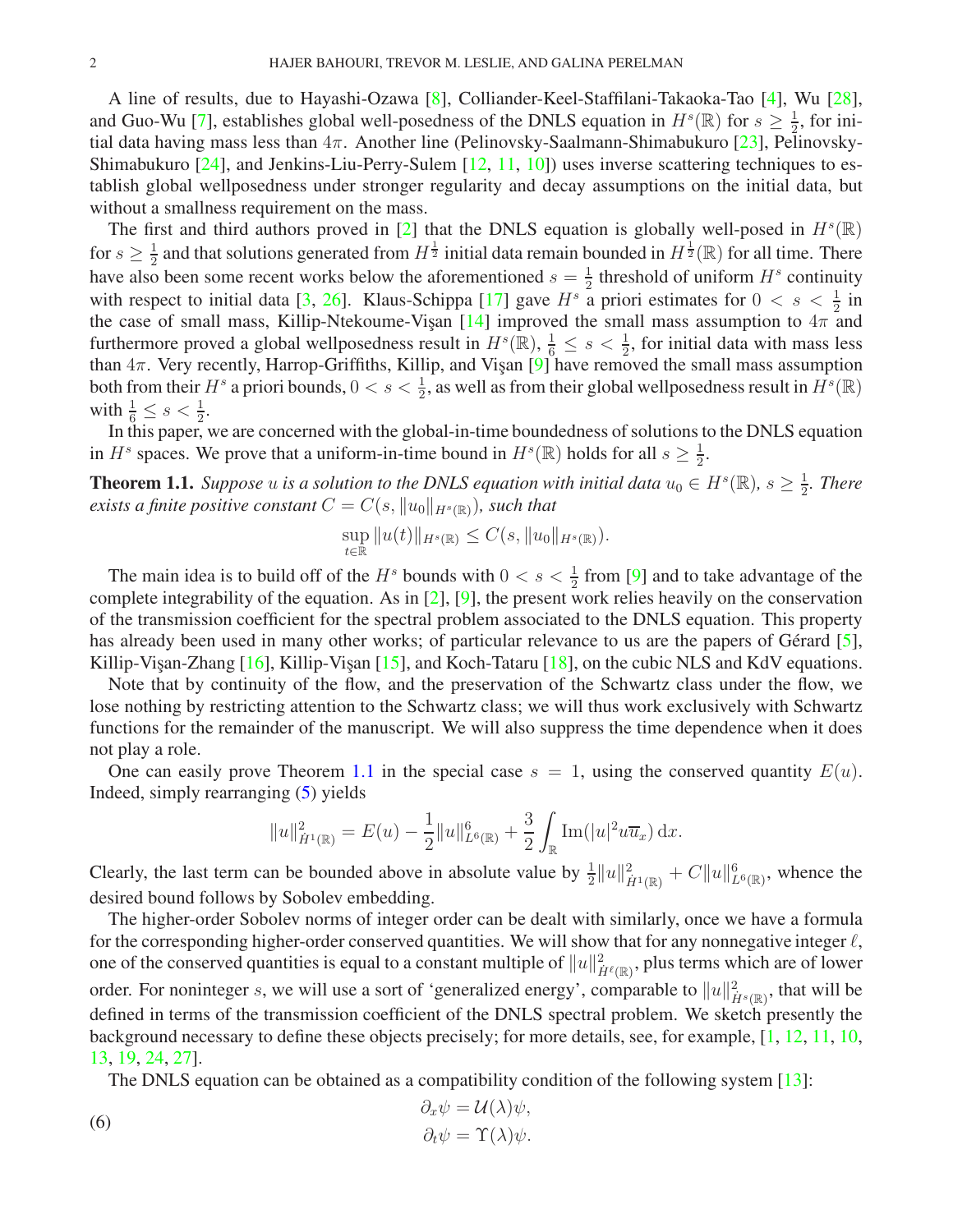A line of results, due to Hayashi-Ozawa [8], Colliander-Keel-Staffilani-Takaoka-Tao [4], Wu [28], and Guo-Wu [7], establishes global well-posedness of the DNLS equation in $H^s(\mathbb{R})$ for $s \geq \frac{1}{2}$, for initial data having mass less than $4\pi$. Another line (Pelinovsky-Saalmann-Shimabukuro [23], Pelinovsky-Shimabukuro [24], and Jenkins-Liu-Perry-Sulem [12, 11, 10]) uses inverse scattering techniques to establish global wellposedness under stronger regularity and decay assumptions on the initial data, but without a smallness requirement on the mass.

The first and third authors proved in [2] that the DNLS equation is globally well-posed in $H^s(\mathbb{R})$ for $s \geq \frac{1}{2}$ and that solutions generated from $H^{\frac{1}{2}}$ initial data remain bounded in $H^{\frac{1}{2}}(\mathbb{R})$ for all time. There have also been some recent works below the aforementioned $s = \frac{1}{2}$ threshold of uniform $H^s$ continuity with respect to initial data [3, 26]. Klaus-Schippa [17] gave $H^s$ a priori estimates for $0 < s < \frac{1}{2}$ in the case of small mass, Killip-Ntekoume-Vişan [14] improved the small mass assumption to $4\pi$ and furthermore proved a global wellposedness result in $H^s(\mathbb{R})$, $\frac{1}{6} \leq s < \frac{1}{2}$, for initial data with mass less than $4\pi$. Very recently, Harrop-Griffiths, Killip, and Vişan [9] have removed the small mass assumption both from their $H^s$ a priori bounds, $0 < s < \frac{1}{2}$, as well as from their global wellposedness result in $H^s(\mathbb{R})$ with $\frac{1}{6} \leq s < \frac{1}{2}$.

In this paper, we are concerned with the global-in-time boundedness of solutions to the DNLS equation in $H^s$ spaces. We prove that a uniform-in-time bound in $H^s(\mathbb{R})$ holds for all $s \geq \frac{1}{2}$.

**Theorem 1.1.** *Suppose $u$ is a solution to the DNLS equation with initial data $u_0 \in H^s(\mathbb{R})$, $s \geq \frac{1}{2}$. There exists a finite positive constant $C = C(s, \|u_0\|_{H^s(\mathbb{R})})$, such that*

$$\sup_{t \in \mathbb{R}} \|u(t)\|_{H^s(\mathbb{R})} \leq C(s, \|u_0\|_{H^s(\mathbb{R})}).$$

The main idea is to build off of the $H^s$ bounds with $0 < s < \frac{1}{2}$ from [9] and to take advantage of the complete integrability of the equation. As in [2], [9], the present work relies heavily on the conservation of the transmission coefficient for the spectral problem associated to the DNLS equation. This property has already been used in many other works; of particular relevance to us are the papers of Gérard [5], Killip-Vişan-Zhang [16], Killip-Vişan [15], and Koch-Tataru [18], on the cubic NLS and KdV equations.

Note that by continuity of the flow, and the preservation of the Schwartz class under the flow, we lose nothing by restricting attention to the Schwartz class; we will thus work exclusively with Schwartz functions for the remainder of the manuscript. We will also suppress the time dependence when it does not play a role.

One can easily prove Theorem 1.1 in the special case $s = 1$, using the conserved quantity $E(u)$. Indeed, simply rearranging (5) yields

$$\|u\|^2_{\dot{H}^1(\mathbb{R})} = E(u) - \frac{1}{2}\|u\|^6_{L^6(\mathbb{R})} + \frac{3}{2}\int_{\mathbb{R}} \operatorname{Im}(|u|^2 u \overline{u}_x)\, \mathrm{d}x.$$

Clearly, the last term can be bounded above in absolute value by $\frac{1}{2}\|u\|^2_{\dot{H}^1(\mathbb{R})} + C\|u\|^6_{L^6(\mathbb{R})}$, whence the desired bound follows by Sobolev embedding.

The higher-order Sobolev norms of integer order can be dealt with similarly, once we have a formula for the corresponding higher-order conserved quantities. We will show that for any nonnegative integer $\ell$, one of the conserved quantities is equal to a constant multiple of $\|u\|^2_{\dot{H}^\ell(\mathbb{R})}$, plus terms which are of lower order. For noninteger $s$, we will use a sort of 'generalized energy', comparable to $\|u\|^2_{\dot{H}^s(\mathbb{R})}$, that will be defined in terms of the transmission coefficient of the DNLS spectral problem. We sketch presently the background necessary to define these objects precisely; for more details, see, for example, [1, 12, 11, 10, 13, 19, 24, 27].

The DNLS equation can be obtained as a compatibility condition of the following system [13]:

$$\begin{aligned} \partial_x \psi &= \mathcal{U}(\lambda)\psi, \\ \partial_t \psi &= \Upsilon(\lambda)\psi. \end{aligned} \tag{6}$$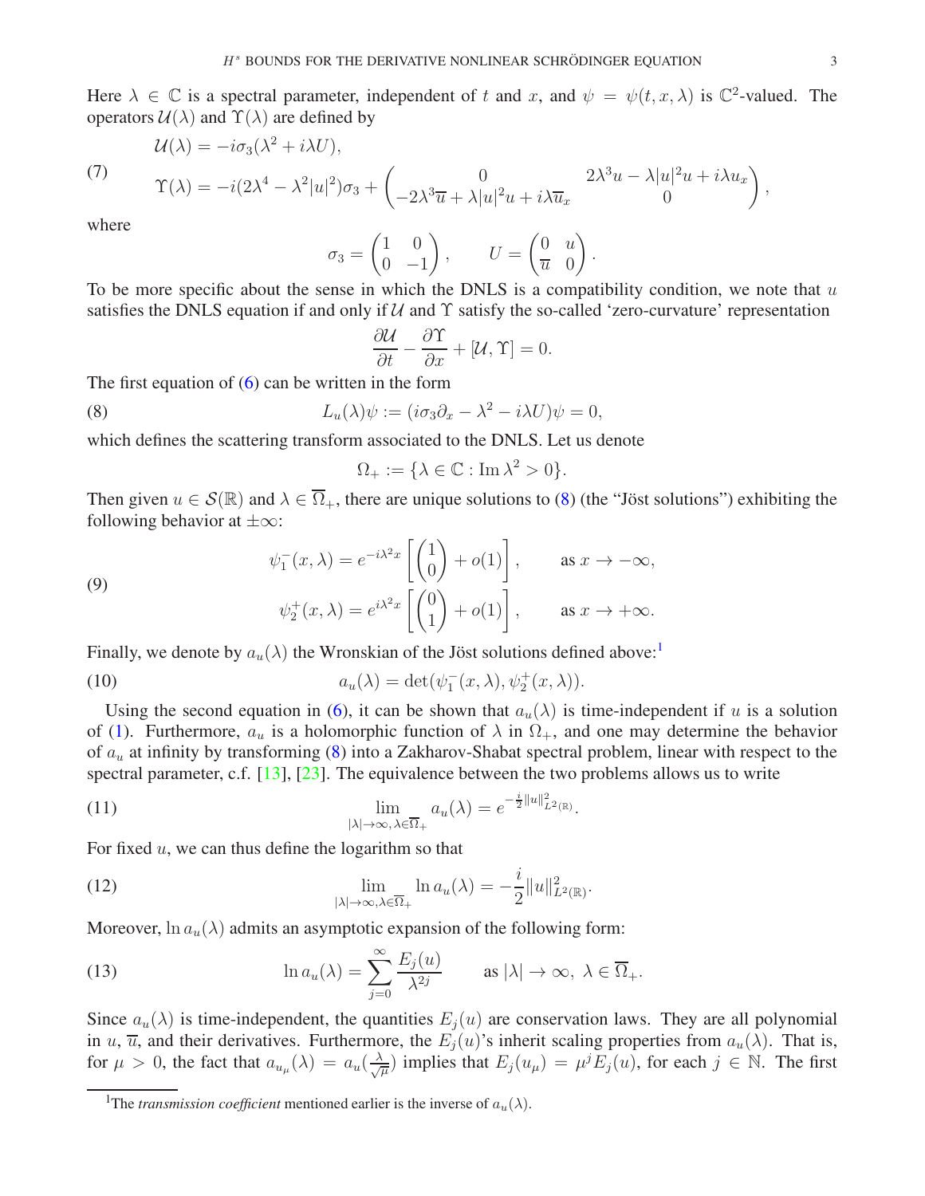Here $\lambda \in \mathbb{C}$ is a spectral parameter, independent of $t$ and $x$, and $\psi = \psi(t,x,\lambda)$ is $\mathbb{C}^2$-valued. The operators $\mathcal{U}(\lambda)$ and $\Upsilon(\lambda)$ are defined by

$$
\begin{aligned}
&\mathcal{U}(\lambda) = -i\sigma_3(\lambda^2 + i\lambda U), \\
&\Upsilon(\lambda) = -i(2\lambda^4 - \lambda^2|u|^2)\sigma_3 + \begin{pmatrix} 0 & 2\lambda^3 u - \lambda|u|^2 u + i\lambda u_x \\ -2\lambda^3\overline{u} + \lambda|u|^2 u + i\lambda\overline{u}_x & 0 \end{pmatrix},
\end{aligned}
\tag{7}
$$

where

$$
\sigma_3 = \begin{pmatrix} 1 & 0 \\ 0 & -1 \end{pmatrix}, \qquad U = \begin{pmatrix} 0 & u \\ \overline{u} & 0 \end{pmatrix}.
$$

To be more specific about the sense in which the DNLS is a compatibility condition, we note that $u$ satisfies the DNLS equation if and only if $\mathcal{U}$ and $\Upsilon$ satisfy the so-called 'zero-curvature' representation

$$
\frac{\partial \mathcal{U}}{\partial t} - \frac{\partial \Upsilon}{\partial x} + [\mathcal{U}, \Upsilon] = 0.
$$

The first equation of (6) can be written in the form

$$
L_u(\lambda)\psi := (i\sigma_3\partial_x - \lambda^2 - i\lambda U)\psi = 0, \tag{8}
$$

which defines the scattering transform associated to the DNLS. Let us denote

$$
\Omega_+ := \{\lambda \in \mathbb{C} : \operatorname{Im}\lambda^2 > 0\}.
$$

Then given $u \in \mathcal{S}(\mathbb{R})$ and $\lambda \in \overline{\Omega}_+$, there are unique solutions to (8) (the "Jöst solutions") exhibiting the following behavior at $\pm\infty$:

$$
\begin{aligned}
\psi_1^-(x,\lambda) &= e^{-i\lambda^2 x}\left[\begin{pmatrix} 1 \\ 0 \end{pmatrix} + o(1)\right], \qquad \text{as } x \to -\infty, \\
\psi_2^+(x,\lambda) &= e^{i\lambda^2 x}\left[\begin{pmatrix} 0 \\ 1 \end{pmatrix} + o(1)\right], \qquad \text{as } x \to +\infty.
\end{aligned}
\tag{9}
$$

Finally, we denote by $a_u(\lambda)$ the Wronskian of the Jöst solutions defined above:[1]

$$
a_u(\lambda) = \det(\psi_1^-(x,\lambda), \psi_2^+(x,\lambda)). \tag{10}
$$

Using the second equation in (6), it can be shown that $a_u(\lambda)$ is time-independent if $u$ is a solution of (1). Furthermore, $a_u$ is a holomorphic function of $\lambda$ in $\Omega_+$, and one may determine the behavior of $a_u$ at infinity by transforming (8) into a Zakharov-Shabat spectral problem, linear with respect to the spectral parameter, c.f. [13], [23]. The equivalence between the two problems allows us to write

$$
\lim_{|\lambda|\to\infty,\, \lambda\in\overline{\Omega}_+} a_u(\lambda) = e^{-\frac{i}{2}\|u\|^2_{L^2(\mathbb{R})}}. \tag{11}
$$

For fixed $u$, we can thus define the logarithm so that

$$
\lim_{|\lambda|\to\infty,\lambda\in\overline{\Omega}_+} \ln a_u(\lambda) = -\frac{i}{2}\|u\|^2_{L^2(\mathbb{R})}. \tag{12}
$$

Moreover, $\ln a_u(\lambda)$ admits an asymptotic expansion of the following form:

$$
\ln a_u(\lambda) = \sum_{j=0}^{\infty} \frac{E_j(u)}{\lambda^{2j}} \qquad \text{as } |\lambda| \to \infty,\ \lambda \in \overline{\Omega}_+. \tag{13}
$$

Since $a_u(\lambda)$ is time-independent, the quantities $E_j(u)$ are conservation laws. They are all polynomial in $u$, $\overline{u}$, and their derivatives. Furthermore, the $E_j(u)$'s inherit scaling properties from $a_u(\lambda)$. That is, for $\mu > 0$, the fact that $a_{u_\mu}(\lambda) = a_u(\frac{\lambda}{\sqrt{\mu}})$ implies that $E_j(u_\mu) = \mu^j E_j(u)$, for each $j \in \mathbb{N}$. The first

---

[1] The *transmission coefficient* mentioned earlier is the inverse of $a_u(\lambda)$.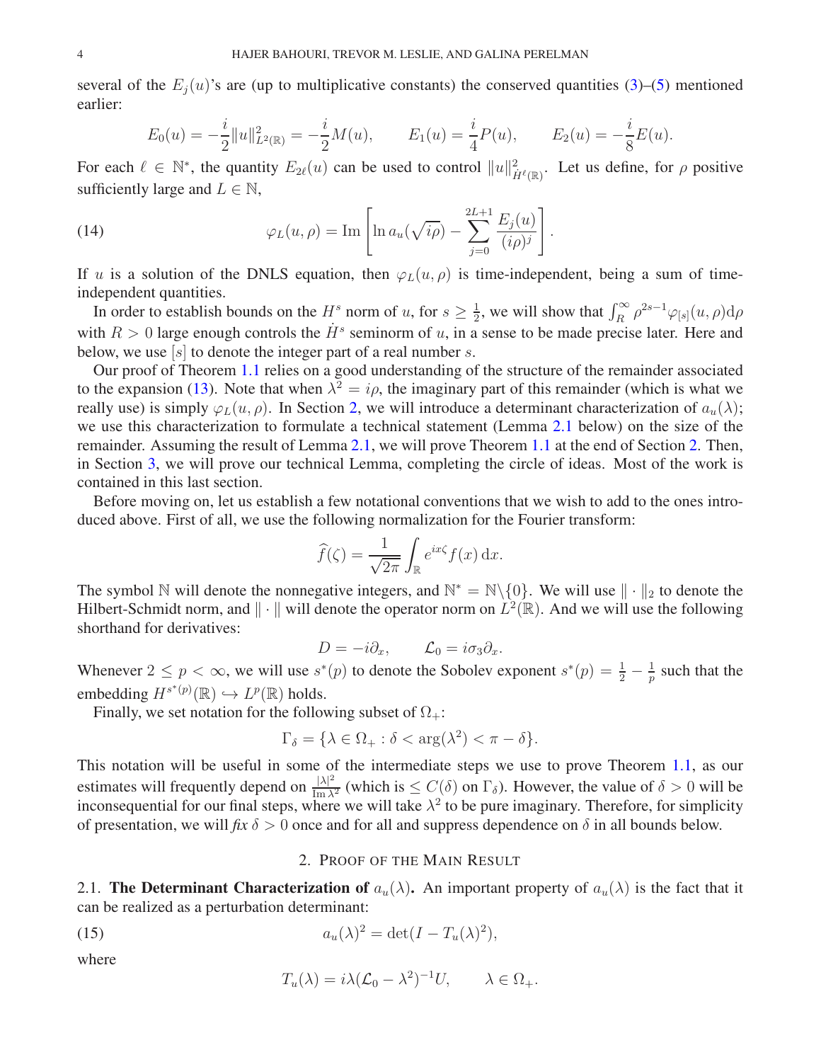several of the $E_j(u)$'s are (up to multiplicative constants) the conserved quantities (3)–(5) mentioned earlier:

$$E_0(u) = -\frac{i}{2}\|u\|^2_{L^2(\mathbb{R})} = -\frac{i}{2}M(u), \qquad E_1(u) = \frac{i}{4}P(u), \qquad E_2(u) = -\frac{i}{8}E(u).$$

For each $\ell \in \mathbb{N}^*$, the quantity $E_{2\ell}(u)$ can be used to control $\|u\|^2_{\dot{H}^\ell(\mathbb{R})}$. Let us define, for $\rho$ positive sufficiently large and $L \in \mathbb{N}$,

$$\varphi_L(u,\rho) = \operatorname{Im}\left[\ln a_u(\sqrt{i\rho}) - \sum_{j=0}^{2L+1} \frac{E_j(u)}{(i\rho)^j}\right]. \tag{14}$$

If $u$ is a solution of the DNLS equation, then $\varphi_L(u,\rho)$ is time-independent, being a sum of time-independent quantities.

In order to establish bounds on the $H^s$ norm of $u$, for $s \geq \frac{1}{2}$, we will show that $\int_R^\infty \rho^{2s-1}\varphi_{[s]}(u,\rho)\mathrm{d}\rho$ with $R > 0$ large enough controls the $\dot{H}^s$ seminorm of $u$, in a sense to be made precise later. Here and below, we use $[s]$ to denote the integer part of a real number $s$.

Our proof of Theorem 1.1 relies on a good understanding of the structure of the remainder associated to the expansion (13). Note that when $\lambda^2 = i\rho$, the imaginary part of this remainder (which is what we really use) is simply $\varphi_L(u,\rho)$. In Section 2, we will introduce a determinant characterization of $a_u(\lambda)$; we use this characterization to formulate a technical statement (Lemma 2.1 below) on the size of the remainder. Assuming the result of Lemma 2.1, we will prove Theorem 1.1 at the end of Section 2. Then, in Section 3, we will prove our technical Lemma, completing the circle of ideas. Most of the work is contained in this last section.

Before moving on, let us establish a few notational conventions that we wish to add to the ones introduced above. First of all, we use the following normalization for the Fourier transform:

$$\widehat{f}(\zeta) = \frac{1}{\sqrt{2\pi}}\int_{\mathbb{R}} e^{ix\zeta} f(x)\,\mathrm{d}x.$$

The symbol $\mathbb{N}$ will denote the nonnegative integers, and $\mathbb{N}^* = \mathbb{N}\backslash\{0\}$. We will use $\|\cdot\|_2$ to denote the Hilbert-Schmidt norm, and $\|\cdot\|$ will denote the operator norm on $L^2(\mathbb{R})$. And we will use the following shorthand for derivatives:

$$D = -i\partial_x, \qquad \mathcal{L}_0 = i\sigma_3\partial_x.$$

Whenever $2 \leq p < \infty$, we will use $s^*(p)$ to denote the Sobolev exponent $s^*(p) = \frac{1}{2} - \frac{1}{p}$ such that the embedding $H^{s^*(p)}(\mathbb{R}) \hookrightarrow L^p(\mathbb{R})$ holds.

Finally, we set notation for the following subset of $\Omega_+$:

$$\Gamma_\delta = \{\lambda \in \Omega_+ : \delta < \arg(\lambda^2) < \pi - \delta\}.$$

This notation will be useful in some of the intermediate steps we use to prove Theorem 1.1, as our estimates will frequently depend on $\frac{|\lambda|^2}{\operatorname{Im}\lambda^2}$ (which is $\leq C(\delta)$ on $\Gamma_\delta$). However, the value of $\delta > 0$ will be inconsequential for our final steps, where we will take $\lambda^2$ to be pure imaginary. Therefore, for simplicity of presentation, we will *fix* $\delta > 0$ once and for all and suppress dependence on $\delta$ in all bounds below.

## 2. Proof of the Main Result

**2.1. The Determinant Characterization of $a_u(\lambda)$.** An important property of $a_u(\lambda)$ is the fact that it can be realized as a perturbation determinant:

$$a_u(\lambda)^2 = \det(I - T_u(\lambda)^2), \tag{15}$$

where

$$T_u(\lambda) = i\lambda(\mathcal{L}_0 - \lambda^2)^{-1}U, \qquad \lambda \in \Omega_+.$$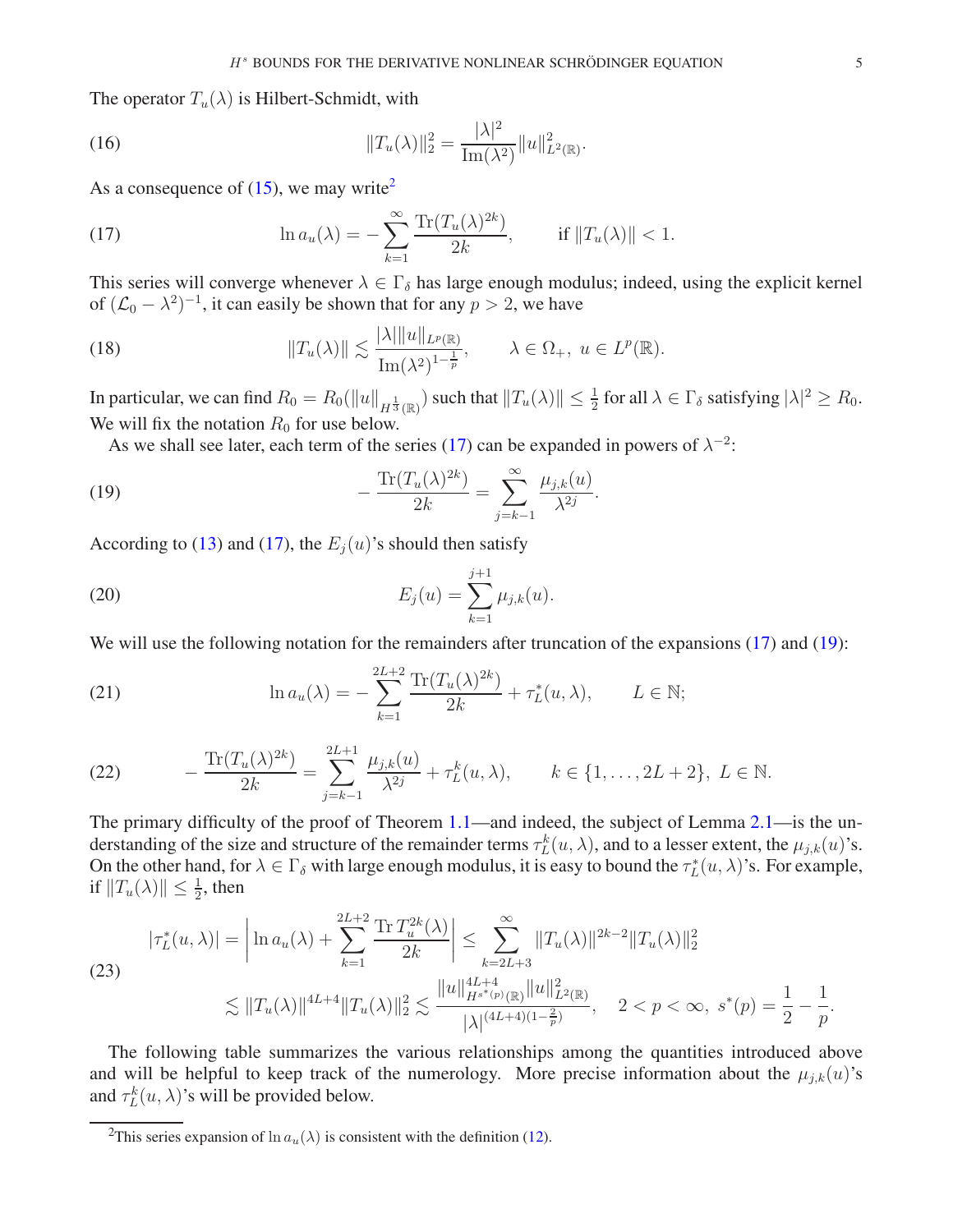The operator $T_u(\lambda)$ is Hilbert-Schmidt, with

$$\|T_u(\lambda)\|_2^2 = \frac{|\lambda|^2}{\operatorname{Im}(\lambda^2)} \|u\|_{L^2(\mathbb{R})}^2. \tag{16}$$

As a consequence of (15), we may write[2]

$$\ln a_u(\lambda) = -\sum_{k=1}^{\infty} \frac{\operatorname{Tr}(T_u(\lambda)^{2k})}{2k}, \qquad \text{if } \|T_u(\lambda)\| < 1. \tag{17}$$

This series will converge whenever $\lambda \in \Gamma_\delta$ has large enough modulus; indeed, using the explicit kernel of $(\mathcal{L}_0 - \lambda^2)^{-1}$, it can easily be shown that for any $p > 2$, we have

$$\|T_u(\lambda)\| \lesssim \frac{|\lambda| \|u\|_{L^p(\mathbb{R})}}{\operatorname{Im}(\lambda^2)^{1-\frac{1}{p}}}, \qquad \lambda \in \Omega_+, \ u \in L^p(\mathbb{R}). \tag{18}$$

In particular, we can find $R_0 = R_0(\|u\|_{H^{\frac{1}{3}}(\mathbb{R})})$ such that $\|T_u(\lambda)\| \leq \frac{1}{2}$ for all $\lambda \in \Gamma_\delta$ satisfying $|\lambda|^2 \geq R_0$. We will fix the notation $R_0$ for use below.

As we shall see later, each term of the series (17) can be expanded in powers of $\lambda^{-2}$:

$$-\frac{\operatorname{Tr}(T_u(\lambda)^{2k})}{2k} = \sum_{j=k-1}^{\infty} \frac{\mu_{j,k}(u)}{\lambda^{2j}}. \tag{19}$$

According to (13) and (17), the $E_j(u)$'s should then satisfy

$$E_j(u) = \sum_{k=1}^{j+1} \mu_{j,k}(u). \tag{20}$$

We will use the following notation for the remainders after truncation of the expansions (17) and (19):

$$\ln a_u(\lambda) = -\sum_{k=1}^{2L+2} \frac{\operatorname{Tr}(T_u(\lambda)^{2k})}{2k} + \tau_L^*(u,\lambda), \qquad L \in \mathbb{N}; \tag{21}$$

$$-\frac{\operatorname{Tr}(T_u(\lambda)^{2k})}{2k} = \sum_{j=k-1}^{2L+1} \frac{\mu_{j,k}(u)}{\lambda^{2j}} + \tau_L^k(u,\lambda), \qquad k \in \{1,\ldots,2L+2\}, \ L \in \mathbb{N}. \tag{22}$$

The primary difficulty of the proof of Theorem 1.1—and indeed, the subject of Lemma 2.1—is the understanding of the size and structure of the remainder terms $\tau_L^k(u,\lambda)$, and to a lesser extent, the $\mu_{j,k}(u)$'s. On the other hand, for $\lambda \in \Gamma_\delta$ with large enough modulus, it is easy to bound the $\tau_L^*(u,\lambda)$'s. For example, if $\|T_u(\lambda)\| \leq \frac{1}{2}$, then

$$\begin{aligned}
|\tau_L^*(u,\lambda)| &= \left| \ln a_u(\lambda) + \sum_{k=1}^{2L+2} \frac{\operatorname{Tr} T_u^{2k}(\lambda)}{2k} \right| \leq \sum_{k=2L+3}^{\infty} \|T_u(\lambda)\|^{2k-2} \|T_u(\lambda)\|_2^2 \\
&\lesssim \|T_u(\lambda)\|^{4L+4} \|T_u(\lambda)\|_2^2 \lesssim \frac{\|u\|_{H^{s^*(p)}(\mathbb{R})}^{4L+4} \|u\|_{L^2(\mathbb{R})}^2}{|\lambda|^{(4L+4)(1-\frac{2}{p})}}, \quad 2 < p < \infty, \ s^*(p) = \frac{1}{2} - \frac{1}{p}.
\end{aligned} \tag{23}$$

The following table summarizes the various relationships among the quantities introduced above and will be helpful to keep track of the numerology. More precise information about the $\mu_{j,k}(u)$'s and $\tau_L^k(u,\lambda)$'s will be provided below.

[2] This series expansion of $\ln a_u(\lambda)$ is consistent with the definition (12).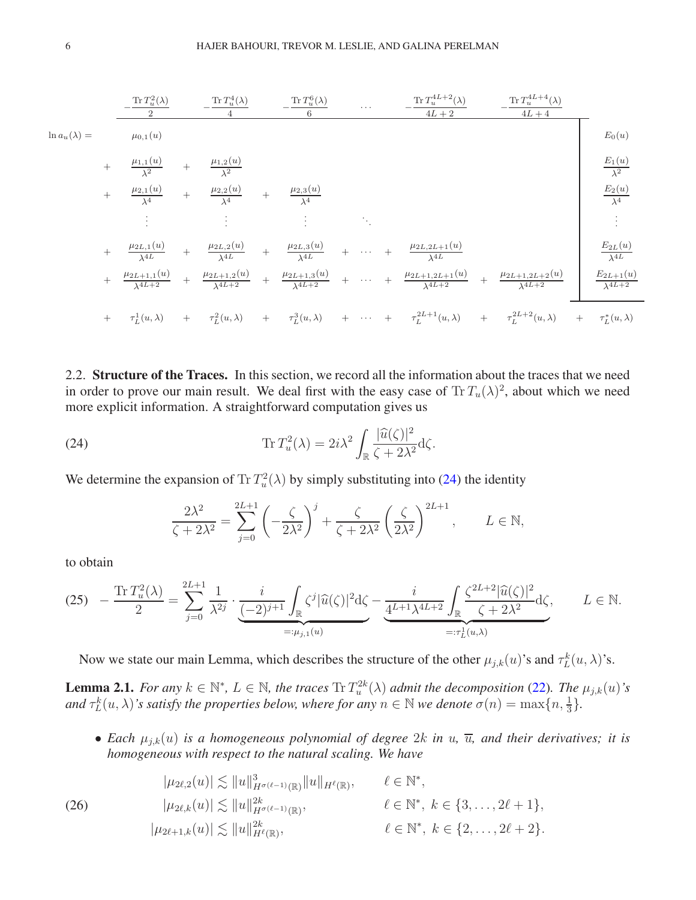$$
\begin{array}{rccccccccccc|c}
 & -\frac{\operatorname{Tr} T_u^2(\lambda)}{2} & & -\frac{\operatorname{Tr} T_u^4(\lambda)}{4} & & -\frac{\operatorname{Tr} T_u^6(\lambda)}{6} & & \cdots & & -\frac{\operatorname{Tr} T_u^{4L+2}(\lambda)}{4L+2} & & -\frac{\operatorname{Tr} T_u^{4L+4}(\lambda)}{4L+4} & \\
\ln a_u(\lambda) = & \mu_{0,1}(u) & & & & & & & & & & & E_0(u) \\
+ & \frac{\mu_{1,1}(u)}{\lambda^2} & + & \frac{\mu_{1,2}(u)}{\lambda^2} & & & & & & & & & \frac{E_1(u)}{\lambda^2} \\
+ & \frac{\mu_{2,1}(u)}{\lambda^4} & + & \frac{\mu_{2,2}(u)}{\lambda^4} & + & \frac{\mu_{2,3}(u)}{\lambda^4} & & & & & & & \frac{E_2(u)}{\lambda^4} \\
 & \vdots & & \vdots & & \vdots & & \ddots & & & & & \vdots \\
+ & \frac{\mu_{2L,1}(u)}{\lambda^{4L}} & + & \frac{\mu_{2L,2}(u)}{\lambda^{4L}} & + & \frac{\mu_{2L,3}(u)}{\lambda^{4L}} & + & \cdots & + & \frac{\mu_{2L,2L+1}(u)}{\lambda^{4L}} & & & \frac{E_{2L}(u)}{\lambda^{4L}} \\
+ & \frac{\mu_{2L+1,1}(u)}{\lambda^{4L+2}} & + & \frac{\mu_{2L+1,2}(u)}{\lambda^{4L+2}} & + & \frac{\mu_{2L+1,3}(u)}{\lambda^{4L+2}} & + & \cdots & + & \frac{\mu_{2L+1,2L+1}(u)}{\lambda^{4L+2}} & + & \frac{\mu_{2L+1,2L+2}(u)}{\lambda^{4L+2}} & \frac{E_{2L+1}(u)}{\lambda^{4L+2}} \\
\hline
+ & \tau_L^1(u,\lambda) & + & \tau_L^2(u,\lambda) & + & \tau_L^3(u,\lambda) & + & \cdots & + & \tau_L^{2L+1}(u,\lambda) & + & \tau_L^{2L+2}(u,\lambda) & + \ \tau_L^*(u,\lambda)
\end{array}
$$

2.2. **Structure of the Traces.** In this section, we record all the information about the traces that we need in order to prove our main result. We deal first with the easy case of $\operatorname{Tr} T_u(\lambda)^2$, about which we need more explicit information. A straightforward computation gives us

$$
\operatorname{Tr} T_u^2(\lambda) = 2i\lambda^2 \int_{\mathbb{R}} \frac{|\widehat{u}(\zeta)|^2}{\zeta + 2\lambda^2} \mathrm{d}\zeta. \tag{24}
$$

We determine the expansion of $\operatorname{Tr} T_u^2(\lambda)$ by simply substituting into (24) the identity

$$
\frac{2\lambda^2}{\zeta + 2\lambda^2} = \sum_{j=0}^{2L+1} \left(-\frac{\zeta}{2\lambda^2}\right)^j + \frac{\zeta}{\zeta + 2\lambda^2}\left(\frac{\zeta}{2\lambda^2}\right)^{2L+1}, \qquad L \in \mathbb{N},
$$

to obtain

$$
-\frac{\operatorname{Tr} T_u^2(\lambda)}{2} = \sum_{j=0}^{2L+1} \frac{1}{\lambda^{2j}} \cdot \underbrace{\frac{i}{(-2)^{j+1}} \int_{\mathbb{R}} \zeta^j |\widehat{u}(\zeta)|^2 \mathrm{d}\zeta}_{=:\mu_{j,1}(u)} - \underbrace{\frac{i}{4^{L+1}\lambda^{4L+2}} \int_{\mathbb{R}} \frac{\zeta^{2L+2}|\widehat{u}(\zeta)|^2}{\zeta + 2\lambda^2} \mathrm{d}\zeta}_{=:\tau_L^1(u,\lambda)}, \qquad L \in \mathbb{N}. \tag{25}
$$

Now we state our main Lemma, which describes the structure of the other $\mu_{j,k}(u)$'s and $\tau_L^k(u,\lambda)$'s.

**Lemma 2.1.** *For any $k \in \mathbb{N}^*$, $L \in \mathbb{N}$, the traces $\operatorname{Tr} T_u^{2k}(\lambda)$ admit the decomposition* (22)*. The $\mu_{j,k}(u)$'s and $\tau_L^k(u,\lambda)$'s satisfy the properties below, where for any $n \in \mathbb{N}$ we denote $\sigma(n) = \max\{n, \frac{1}{3}\}$.*

- *Each $\mu_{j,k}(u)$ is a homogeneous polynomial of degree $2k$ in $u$, $\overline{u}$, and their derivatives; it is homogeneous with respect to the natural scaling. We have*

$$
\begin{aligned}
|\mu_{2\ell,2}(u)| &\lesssim \|u\|^3_{H^{\sigma(\ell-1)}(\mathbb{R})} \|u\|_{H^\ell(\mathbb{R})}, && \ell \in \mathbb{N}^*, \\
|\mu_{2\ell,k}(u)| &\lesssim \|u\|^{2k}_{H^{\sigma(\ell-1)}(\mathbb{R})}, && \ell \in \mathbb{N}^*,\ k \in \{3, \ldots, 2\ell+1\}, \\
|\mu_{2\ell+1,k}(u)| &\lesssim \|u\|^{2k}_{H^\ell(\mathbb{R})}, && \ell \in \mathbb{N}^*,\ k \in \{2, \ldots, 2\ell+2\}.
\end{aligned} \tag{26}
$$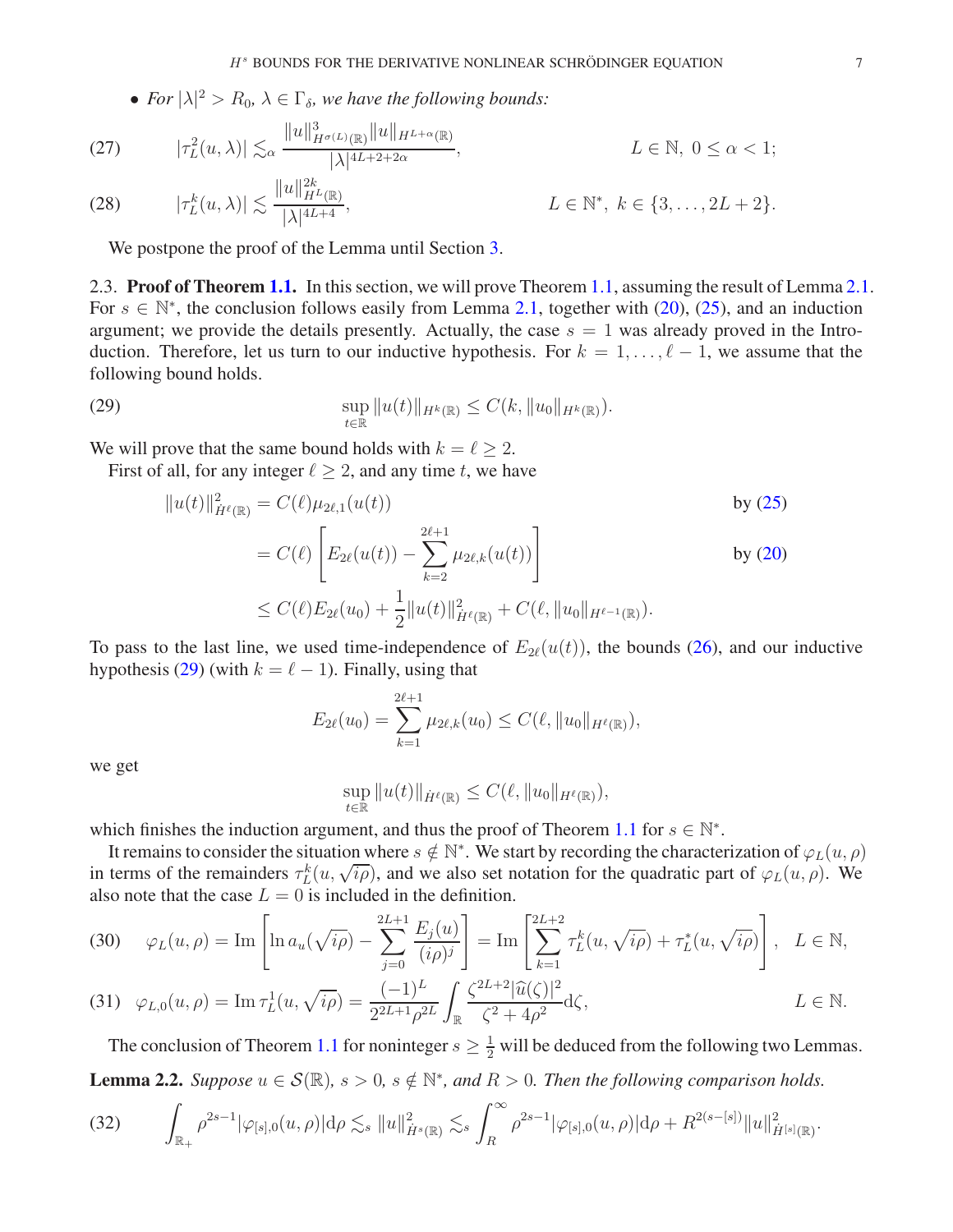- *For $|\lambda|^2 > R_0$, $\lambda \in \Gamma_\delta$, we have the following bounds:*

$$
|\tau_L^2(u,\lambda)| \lesssim_\alpha \frac{\|u\|^3_{H^{\sigma(L)}(\mathbb{R})}\|u\|_{H^{L+\alpha}(\mathbb{R})}}{|\lambda|^{4L+2+2\alpha}}, \qquad L \in \mathbb{N},\ 0 \le \alpha < 1; \tag{27}
$$

$$
|\tau_L^k(u,\lambda)| \lesssim \frac{\|u\|^{2k}_{H^L(\mathbb{R})}}{|\lambda|^{4L+4}}, \qquad L \in \mathbb{N}^*,\ k \in \{3,\dots,2L+2\}. \tag{28}
$$

We postpone the proof of the Lemma until Section 3.

2.3. **Proof of Theorem 1.1.** In this section, we will prove Theorem 1.1, assuming the result of Lemma 2.1. For $s \in \mathbb{N}^*$, the conclusion follows easily from Lemma 2.1, together with (20), (25), and an induction argument; we provide the details presently. Actually, the case $s = 1$ was already proved in the Introduction. Therefore, let us turn to our inductive hypothesis. For $k = 1, \dots, \ell - 1$, we assume that the following bound holds.

$$
\sup_{t \in \mathbb{R}} \|u(t)\|_{H^k(\mathbb{R})} \le C(k, \|u_0\|_{H^k(\mathbb{R})}). \tag{29}
$$

We will prove that the same bound holds with $k = \ell \ge 2$.

First of all, for any integer $\ell \ge 2$, and any time $t$, we have

$$
\begin{aligned}
\|u(t)\|^2_{\dot H^\ell(\mathbb{R})} &= C(\ell)\mu_{2\ell,1}(u(t)) && \text{by (25)}\\
&= C(\ell)\left[E_{2\ell}(u(t)) - \sum_{k=2}^{2\ell+1} \mu_{2\ell,k}(u(t))\right] && \text{by (20)}\\
&\le C(\ell)E_{2\ell}(u_0) + \frac{1}{2}\|u(t)\|^2_{\dot H^\ell(\mathbb{R})} + C(\ell, \|u_0\|_{H^{\ell-1}(\mathbb{R})}).
\end{aligned}
$$

To pass to the last line, we used time-independence of $E_{2\ell}(u(t))$, the bounds (26), and our inductive hypothesis (29) (with $k = \ell - 1$). Finally, using that

$$
E_{2\ell}(u_0) = \sum_{k=1}^{2\ell+1} \mu_{2\ell,k}(u_0) \le C(\ell, \|u_0\|_{H^\ell(\mathbb{R})}),
$$

we get

$$
\sup_{t\in\mathbb{R}} \|u(t)\|_{\dot H^\ell(\mathbb{R})} \le C(\ell, \|u_0\|_{H^\ell(\mathbb{R})}),
$$

which finishes the induction argument, and thus the proof of Theorem 1.1 for $s \in \mathbb{N}^*$.

It remains to consider the situation where $s \notin \mathbb{N}^*$. We start by recording the characterization of $\varphi_L(u,\rho)$ in terms of the remainders $\tau_L^k(u, \sqrt{i\rho})$, and we also set notation for the quadratic part of $\varphi_L(u,\rho)$. We also note that the case $L = 0$ is included in the definition.

$$
\varphi_L(u,\rho) = \operatorname{Im}\left[\ln a_u(\sqrt{i\rho}) - \sum_{j=0}^{2L+1} \frac{E_j(u)}{(i\rho)^j}\right] = \operatorname{Im}\left[\sum_{k=1}^{2L+2} \tau_L^k(u,\sqrt{i\rho}) + \tau_L^*(u,\sqrt{i\rho})\right], \quad L \in \mathbb{N}, \tag{30}
$$

$$
\varphi_{L,0}(u,\rho) = \operatorname{Im} \tau_L^1(u,\sqrt{i\rho}) = \frac{(-1)^L}{2^{2L+1}\rho^{2L}} \int_{\mathbb{R}} \frac{\zeta^{2L+2}|\widehat{u}(\zeta)|^2}{\zeta^2 + 4\rho^2} \mathrm{d}\zeta, \qquad L \in \mathbb{N}. \tag{31}
$$

The conclusion of Theorem 1.1 for noninteger $s \ge \frac{1}{2}$ will be deduced from the following two Lemmas.

**Lemma 2.2.** *Suppose $u \in \mathcal{S}(\mathbb{R})$, $s > 0$, $s \notin \mathbb{N}^*$, and $R > 0$. Then the following comparison holds.*

$$
\int_{\mathbb{R}_+} \rho^{2s-1}|\varphi_{[s],0}(u,\rho)|\mathrm{d}\rho \lesssim_s \|u\|^2_{\dot H^s(\mathbb{R})} \lesssim_s \int_R^\infty \rho^{2s-1}|\varphi_{[s],0}(u,\rho)|\mathrm{d}\rho + R^{2(s-[s])}\|u\|^2_{\dot H^{[s]}(\mathbb{R})}. \tag{32}
$$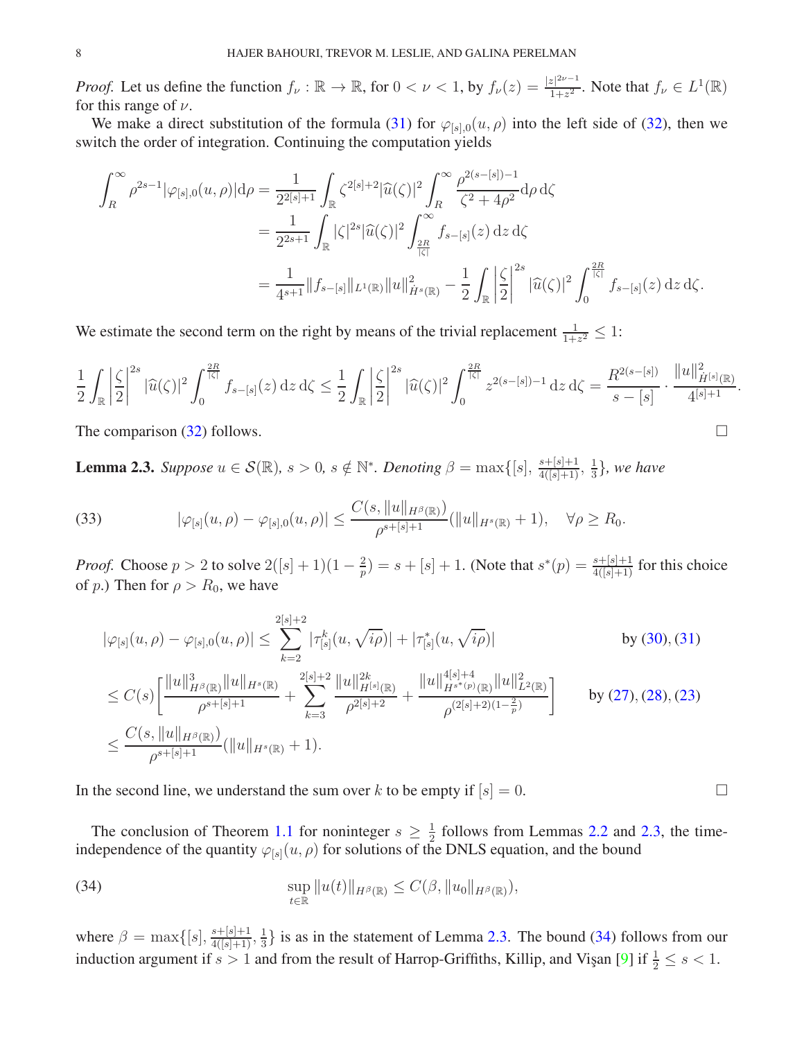*Proof.* Let us define the function $f_\nu : \mathbb{R} \to \mathbb{R}$, for $0 < \nu < 1$, by $f_\nu(z) = \frac{|z|^{2\nu-1}}{1+z^2}$. Note that $f_\nu \in L^1(\mathbb{R})$ for this range of $\nu$.

We make a direct substitution of the formula (31) for $\varphi_{[s],0}(u,\rho)$ into the left side of (32), then we switch the order of integration. Continuing the computation yields

$$
\begin{aligned}
\int_R^\infty \rho^{2s-1} |\varphi_{[s],0}(u,\rho)| \mathrm{d}\rho &= \frac{1}{2^{2[s]+1}} \int_{\mathbb{R}} \zeta^{2[s]+2} |\widehat{u}(\zeta)|^2 \int_R^\infty \frac{\rho^{2(s-[s])-1}}{\zeta^2 + 4\rho^2} \mathrm{d}\rho \, \mathrm{d}\zeta \\
&= \frac{1}{2^{2s+1}} \int_{\mathbb{R}} |\zeta|^{2s} |\widehat{u}(\zeta)|^2 \int_{\frac{2R}{|\zeta|}}^\infty f_{s-[s]}(z) \, \mathrm{d}z \, \mathrm{d}\zeta \\
&= \frac{1}{4^{s+1}} \|f_{s-[s]}\|_{L^1(\mathbb{R})} \|u\|^2_{\dot{H}^s(\mathbb{R})} - \frac{1}{2} \int_{\mathbb{R}} \left|\frac{\zeta}{2}\right|^{2s} |\widehat{u}(\zeta)|^2 \int_0^{\frac{2R}{|\zeta|}} f_{s-[s]}(z) \, \mathrm{d}z \, \mathrm{d}\zeta.
\end{aligned}
$$

We estimate the second term on the right by means of the trivial replacement $\frac{1}{1+z^2} \le 1$:

$$
\frac{1}{2} \int_{\mathbb{R}} \left|\frac{\zeta}{2}\right|^{2s} |\widehat{u}(\zeta)|^2 \int_0^{\frac{2R}{|\zeta|}} f_{s-[s]}(z) \, \mathrm{d}z \, \mathrm{d}\zeta \le \frac{1}{2} \int_{\mathbb{R}} \left|\frac{\zeta}{2}\right|^{2s} |\widehat{u}(\zeta)|^2 \int_0^{\frac{2R}{|\zeta|}} z^{2(s-[s])-1} \, \mathrm{d}z \, \mathrm{d}\zeta = \frac{R^{2(s-[s])}}{s-[s]} \cdot \frac{\|u\|^2_{\dot{H}^{[s]}(\mathbb{R})}}{4^{[s]+1}}.
$$

The comparison (32) follows. $\square$

**Lemma 2.3.** *Suppose $u \in \mathcal{S}(\mathbb{R})$, $s > 0$, $s \notin \mathbb{N}^*$. Denoting $\beta = \max\{[s], \frac{s+[s]+1}{4([s]+1)}, \frac{1}{3}\}$, we have*

$$
|\varphi_{[s]}(u,\rho) - \varphi_{[s],0}(u,\rho)| \le \frac{C(s, \|u\|_{H^\beta(\mathbb{R})})}{\rho^{s+[s]+1}} (\|u\|_{H^s(\mathbb{R})} + 1), \quad \forall \rho \ge R_0. \tag{33}
$$

*Proof.* Choose $p > 2$ to solve $2([s]+1)(1 - \frac{2}{p}) = s + [s] + 1$. (Note that $s^*(p) = \frac{s+[s]+1}{4([s]+1)}$ for this choice of $p$.) Then for $\rho > R_0$, we have

$$
\begin{aligned}
|\varphi_{[s]}(u,\rho) - \varphi_{[s],0}(u,\rho)| &\le \sum_{k=2}^{2[s]+2} |\tau^k_{[s]}(u, \sqrt{i\rho})| + |\tau^*_{[s]}(u, \sqrt{i\rho})| && \text{by (30), (31)} \\
&\le C(s) \Bigg[ \frac{\|u\|^3_{H^\beta(\mathbb{R})} \|u\|_{H^s(\mathbb{R})}}{\rho^{s+[s]+1}} + \sum_{k=3}^{2[s]+2} \frac{\|u\|^{2k}_{H^{[s]}(\mathbb{R})}}{\rho^{2[s]+2}} + \frac{\|u\|^{4[s]+4}_{H^{s^*(p)}(\mathbb{R})} \|u\|^2_{L^2(\mathbb{R})}}{\rho^{(2[s]+2)(1-\frac{2}{p})}} \Bigg] && \text{by (27), (28), (23)} \\
&\le \frac{C(s, \|u\|_{H^\beta(\mathbb{R})})}{\rho^{s+[s]+1}} (\|u\|_{H^s(\mathbb{R})} + 1).
\end{aligned}
$$

In the second line, we understand the sum over $k$ to be empty if $[s] = 0$. $\square$

The conclusion of Theorem 1.1 for noninteger $s \ge \frac{1}{2}$ follows from Lemmas 2.2 and 2.3, the time-independence of the quantity $\varphi_{[s]}(u,\rho)$ for solutions of the DNLS equation, and the bound

$$
\sup_{t \in \mathbb{R}} \|u(t)\|_{H^\beta(\mathbb{R})} \le C(\beta, \|u_0\|_{H^\beta(\mathbb{R})}), \tag{34}
$$

where $\beta = \max\{[s], \frac{s+[s]+1}{4([s]+1)}, \frac{1}{3}\}$ is as in the statement of Lemma 2.3. The bound (34) follows from our induction argument if $s > 1$ and from the result of Harrop-Griffiths, Killip, and Vişan [9] if $\frac{1}{2} \le s < 1$.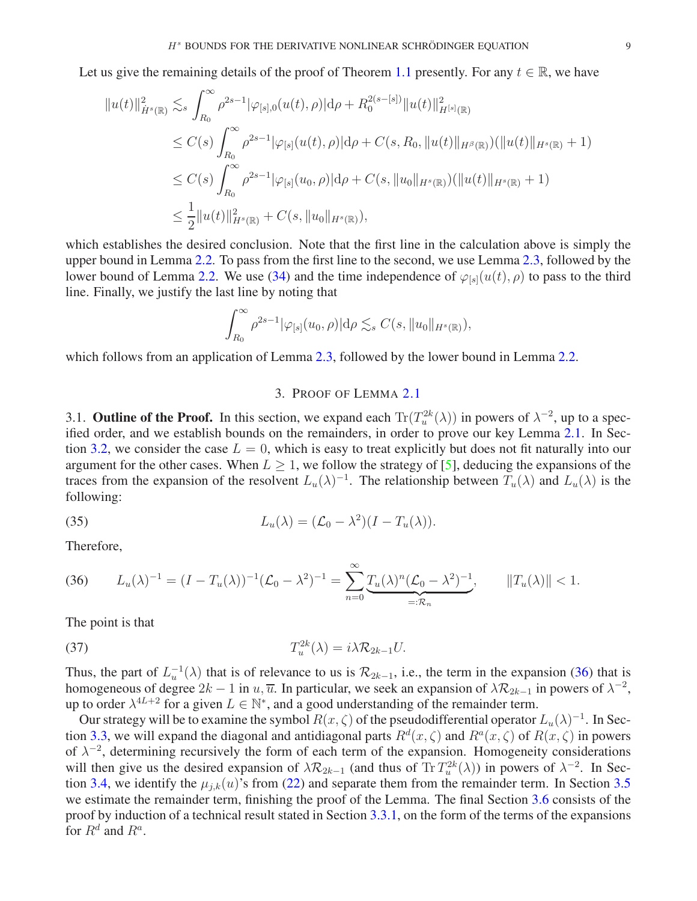Let us give the remaining details of the proof of Theorem 1.1 presently. For any $t \in \mathbb{R}$, we have

$$
\begin{aligned}
\|u(t)\|^2_{\dot{H}^s(\mathbb{R})} &\lesssim_s \int_{R_0}^{\infty} \rho^{2s-1} |\varphi_{[s],0}(u(t),\rho)| \mathrm{d}\rho + R_0^{2(s-[s])} \|u(t)\|^2_{H^{[s]}(\mathbb{R})} \\
&\leq C(s) \int_{R_0}^{\infty} \rho^{2s-1} |\varphi_{[s]}(u(t),\rho)| \mathrm{d}\rho + C(s, R_0, \|u(t)\|_{H^\beta(\mathbb{R})})(\|u(t)\|_{H^s(\mathbb{R})} + 1) \\
&\leq C(s) \int_{R_0}^{\infty} \rho^{2s-1} |\varphi_{[s]}(u_0,\rho)| \mathrm{d}\rho + C(s, \|u_0\|_{H^s(\mathbb{R})})(\|u(t)\|_{H^s(\mathbb{R})} + 1) \\
&\leq \frac{1}{2} \|u(t)\|^2_{H^s(\mathbb{R})} + C(s, \|u_0\|_{H^s(\mathbb{R})}),
\end{aligned}
$$

which establishes the desired conclusion. Note that the first line in the calculation above is simply the upper bound in Lemma 2.2. To pass from the first line to the second, we use Lemma 2.3, followed by the lower bound of Lemma 2.2. We use (34) and the time independence of $\varphi_{[s]}(u(t),\rho)$ to pass to the third line. Finally, we justify the last line by noting that

$$
\int_{R_0}^{\infty} \rho^{2s-1} |\varphi_{[s]}(u_0,\rho)| \mathrm{d}\rho \lesssim_s C(s, \|u_0\|_{H^s(\mathbb{R})}),
$$

which follows from an application of Lemma 2.3, followed by the lower bound in Lemma 2.2.

## 3. Proof of Lemma 2.1

**3.1. Outline of the Proof.** In this section, we expand each $\mathrm{Tr}(T_u^{2k}(\lambda))$ in powers of $\lambda^{-2}$, up to a specified order, and we establish bounds on the remainders, in order to prove our key Lemma 2.1. In Section 3.2, we consider the case $L = 0$, which is easy to treat explicitly but does not fit naturally into our argument for the other cases. When $L \geq 1$, we follow the strategy of [5], deducing the expansions of the traces from the expansion of the resolvent $L_u(\lambda)^{-1}$. The relationship between $T_u(\lambda)$ and $L_u(\lambda)$ is the following:

$$
L_u(\lambda) = (\mathcal{L}_0 - \lambda^2)(I - T_u(\lambda)). \tag{35}
$$

Therefore,

$$
L_u(\lambda)^{-1} = (I - T_u(\lambda))^{-1}(\mathcal{L}_0 - \lambda^2)^{-1} = \sum_{n=0}^{\infty} \underbrace{T_u(\lambda)^n (\mathcal{L}_0 - \lambda^2)^{-1}}_{=:\mathcal{R}_n}, \qquad \|T_u(\lambda)\| < 1. \tag{36}
$$

The point is that

$$
T_u^{2k}(\lambda) = i\lambda \mathcal{R}_{2k-1} U. \tag{37}
$$

Thus, the part of $L_u^{-1}(\lambda)$ that is of relevance to us is $\mathcal{R}_{2k-1}$, i.e., the term in the expansion (36) that is homogeneous of degree $2k-1$ in $u, \overline{u}$. In particular, we seek an expansion of $\lambda \mathcal{R}_{2k-1}$ in powers of $\lambda^{-2}$, up to order $\lambda^{4L+2}$ for a given $L \in \mathbb{N}^*$, and a good understanding of the remainder term.

Our strategy will be to examine the symbol $R(x,\zeta)$ of the pseudodifferential operator $L_u(\lambda)^{-1}$. In Section 3.3, we will expand the diagonal and antidiagonal parts $R^d(x,\zeta)$ and $R^a(x,\zeta)$ of $R(x,\zeta)$ in powers of $\lambda^{-2}$, determining recursively the form of each term of the expansion. Homogeneity considerations will then give us the desired expansion of $\lambda \mathcal{R}_{2k-1}$ (and thus of $\mathrm{Tr}\, T_u^{2k}(\lambda)$) in powers of $\lambda^{-2}$. In Section 3.4, we identify the $\mu_{j,k}(u)$'s from (22) and separate them from the remainder term. In Section 3.5 we estimate the remainder term, finishing the proof of the Lemma. The final Section 3.6 consists of the proof by induction of a technical result stated in Section 3.3.1, on the form of the terms of the expansions for $R^d$ and $R^a$.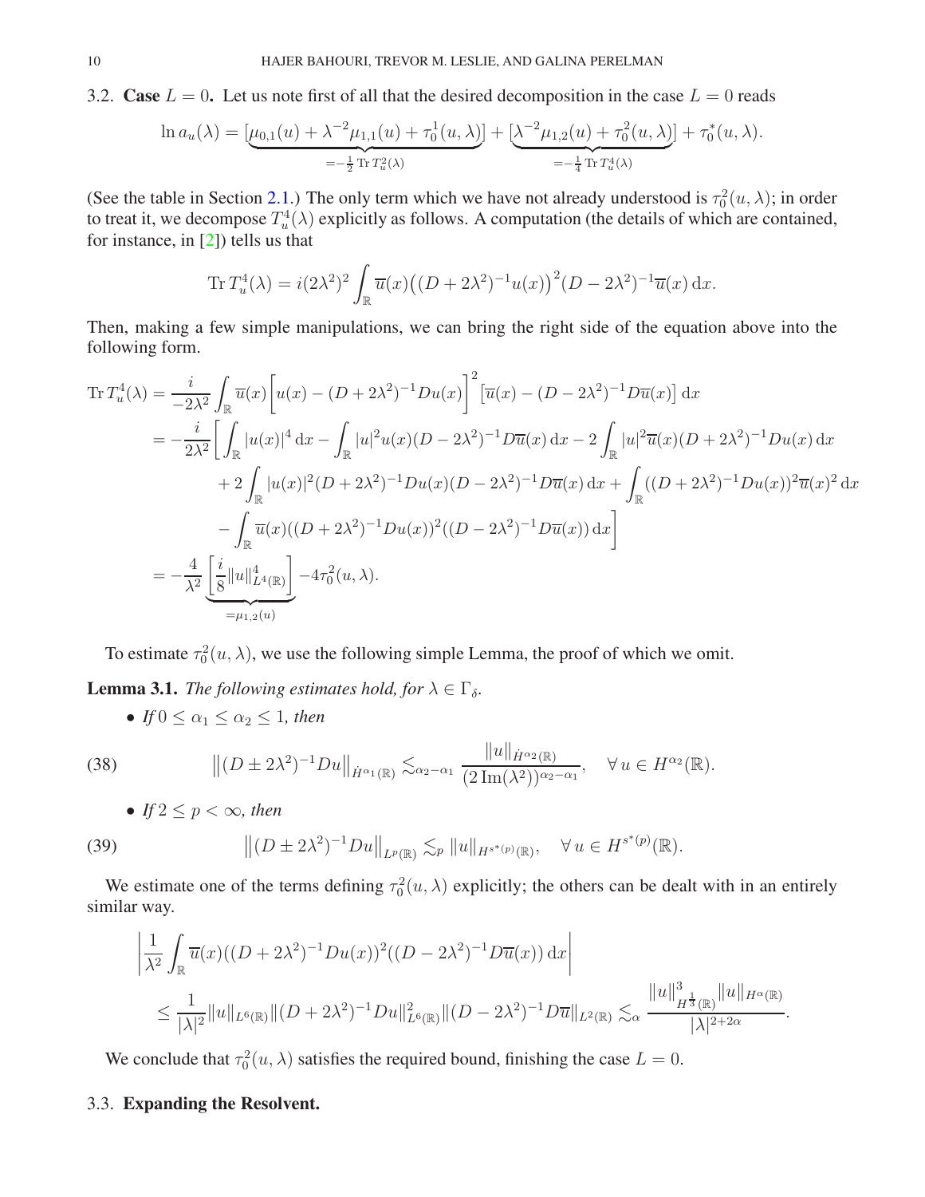3.2. **Case** $L = 0$. Let us note first of all that the desired decomposition in the case $L = 0$ reads

$$\ln a_u(\lambda) = [\underbrace{\mu_{0,1}(u) + \lambda^{-2}\mu_{1,1}(u) + \tau_0^1(u,\lambda)}_{=-\frac{1}{2}\operatorname{Tr} T_u^2(\lambda)}] + [\underbrace{\lambda^{-2}\mu_{1,2}(u) + \tau_0^2(u,\lambda)}_{=-\frac{1}{4}\operatorname{Tr} T_u^4(\lambda)}] + \tau_0^*(u,\lambda).$$

(See the table in Section 2.1.) The only term which we have not already understood is $\tau_0^2(u,\lambda)$; in order to treat it, we decompose $T_u^4(\lambda)$ explicitly as follows. A computation (the details of which are contained, for instance, in [2]) tells us that

$$\operatorname{Tr} T_u^4(\lambda) = i(2\lambda^2)^2 \int_{\mathbb{R}} \overline{u}(x)\big((D+2\lambda^2)^{-1}u(x)\big)^2 (D-2\lambda^2)^{-1}\overline{u}(x)\,\mathrm{d}x.$$

Then, making a few simple manipulations, we can bring the right side of the equation above into the following form.

$$\begin{aligned}
\operatorname{Tr} T_u^4(\lambda) &= \frac{i}{-2\lambda^2}\int_{\mathbb{R}} \overline{u}(x)\Big[u(x) - (D+2\lambda^2)^{-1}Du(x)\Big]^2 \big[\overline{u}(x) - (D-2\lambda^2)^{-1}D\overline{u}(x)\big]\,\mathrm{d}x \\
&= -\frac{i}{2\lambda^2}\bigg[\int_{\mathbb{R}} |u(x)|^4\,\mathrm{d}x - \int_{\mathbb{R}} |u|^2 u(x)(D-2\lambda^2)^{-1}D\overline{u}(x)\,\mathrm{d}x - 2\int_{\mathbb{R}} |u|^2\overline{u}(x)(D+2\lambda^2)^{-1}Du(x)\,\mathrm{d}x \\
&\quad + 2\int_{\mathbb{R}} |u(x)|^2 (D+2\lambda^2)^{-1}Du(x)(D-2\lambda^2)^{-1}D\overline{u}(x)\,\mathrm{d}x + \int_{\mathbb{R}} ((D+2\lambda^2)^{-1}Du(x))^2\overline{u}(x)^2\,\mathrm{d}x \\
&\quad - \int_{\mathbb{R}} \overline{u}(x)((D+2\lambda^2)^{-1}Du(x))^2((D-2\lambda^2)^{-1}D\overline{u}(x))\,\mathrm{d}x\bigg] \\
&= -\frac{4}{\lambda^2}\underbrace{\left[\frac{i}{8}\|u\|_{L^4(\mathbb{R})}^4\right]}_{=\mu_{1,2}(u)} - 4\tau_0^2(u,\lambda).
\end{aligned}$$

To estimate $\tau_0^2(u,\lambda)$, we use the following simple Lemma, the proof of which we omit.

**Lemma 3.1.** *The following estimates hold, for $\lambda \in \Gamma_\delta$.*

- *If $0 \le \alpha_1 \le \alpha_2 \le 1$, then*

$$\big\|(D \pm 2\lambda^2)^{-1}Du\big\|_{\dot{H}^{\alpha_1}(\mathbb{R})} \lesssim_{\alpha_2-\alpha_1} \frac{\|u\|_{\dot{H}^{\alpha_2}(\mathbb{R})}}{(2\operatorname{Im}(\lambda^2))^{\alpha_2-\alpha_1}}, \quad \forall\, u \in H^{\alpha_2}(\mathbb{R}). \tag{38}$$

- *If $2 \le p < \infty$, then*

$$\big\|(D \pm 2\lambda^2)^{-1}Du\big\|_{L^p(\mathbb{R})} \lesssim_p \|u\|_{H^{s^*(p)}(\mathbb{R})}, \quad \forall\, u \in H^{s^*(p)}(\mathbb{R}). \tag{39}$$

We estimate one of the terms defining $\tau_0^2(u,\lambda)$ explicitly; the others can be dealt with in an entirely similar way.

$$\begin{aligned}
&\left|\frac{1}{\lambda^2}\int_{\mathbb{R}} \overline{u}(x)((D+2\lambda^2)^{-1}Du(x))^2((D-2\lambda^2)^{-1}D\overline{u}(x))\,\mathrm{d}x\right| \\
&\quad \le \frac{1}{|\lambda|^2}\|u\|_{L^6(\mathbb{R})}\|(D+2\lambda^2)^{-1}Du\|_{L^6(\mathbb{R})}^2\|(D-2\lambda^2)^{-1}D\overline{u}\|_{L^2(\mathbb{R})} \lesssim_\alpha \frac{\|u\|_{H^{\frac{1}{3}}(\mathbb{R})}^3\|u\|_{H^\alpha(\mathbb{R})}}{|\lambda|^{2+2\alpha}}.
\end{aligned}$$

We conclude that $\tau_0^2(u,\lambda)$ satisfies the required bound, finishing the case $L = 0$.

### 3.3. Expanding the Resolvent.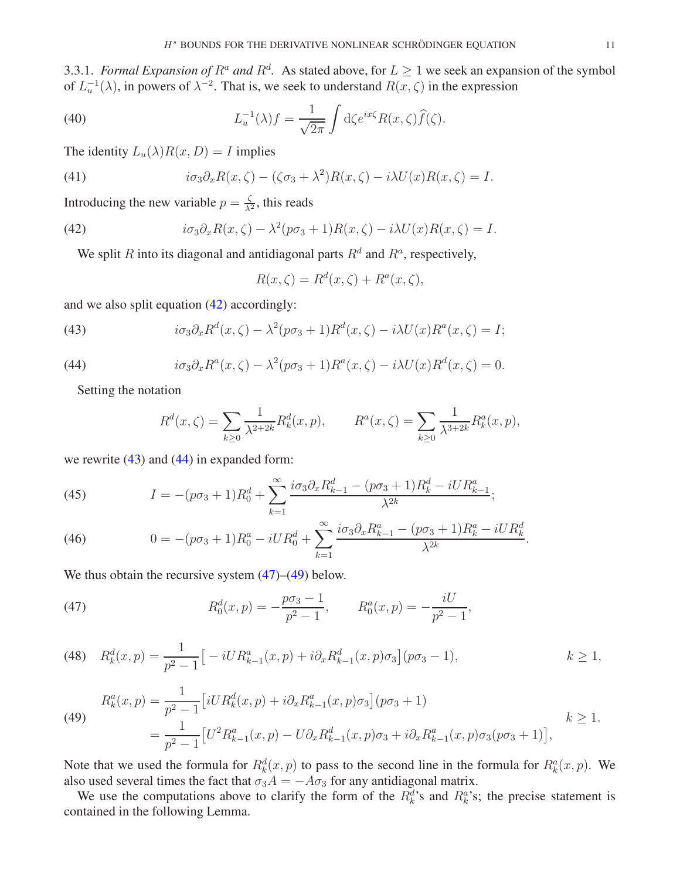3.3.1. *Formal Expansion of $R^a$ and $R^d$.* As stated above, for $L \geq 1$ we seek an expansion of the symbol of $L_u^{-1}(\lambda)$, in powers of $\lambda^{-2}$. That is, we seek to understand $R(x,\zeta)$ in the expression

$$L_u^{-1}(\lambda) f = \frac{1}{\sqrt{2\pi}} \int \mathrm{d}\zeta e^{ix\zeta} R(x,\zeta) \widehat{f}(\zeta). \tag{40}$$

The identity $L_u(\lambda) R(x,D) = I$ implies

$$i\sigma_3 \partial_x R(x,\zeta) - (\zeta\sigma_3 + \lambda^2) R(x,\zeta) - i\lambda U(x) R(x,\zeta) = I. \tag{41}$$

Introducing the new variable $p = \frac{\zeta}{\lambda^2}$, this reads

$$i\sigma_3 \partial_x R(x,\zeta) - \lambda^2 (p\sigma_3 + 1) R(x,\zeta) - i\lambda U(x) R(x,\zeta) = I. \tag{42}$$

We split $R$ into its diagonal and antidiagonal parts $R^d$ and $R^a$, respectively,

$$R(x,\zeta) = R^d(x,\zeta) + R^a(x,\zeta),$$

and we also split equation (42) accordingly:

$$i\sigma_3 \partial_x R^d(x,\zeta) - \lambda^2 (p\sigma_3 + 1) R^d(x,\zeta) - i\lambda U(x) R^a(x,\zeta) = I; \tag{43}$$

$$i\sigma_3 \partial_x R^a(x,\zeta) - \lambda^2 (p\sigma_3 + 1) R^a(x,\zeta) - i\lambda U(x) R^d(x,\zeta) = 0. \tag{44}$$

Setting the notation

$$R^d(x,\zeta) = \sum_{k \geq 0} \frac{1}{\lambda^{2+2k}} R_k^d(x,p), \qquad R^a(x,\zeta) = \sum_{k \geq 0} \frac{1}{\lambda^{3+2k}} R_k^a(x,p),$$

we rewrite (43) and (44) in expanded form:

$$I = -(p\sigma_3 + 1) R_0^d + \sum_{k=1}^{\infty} \frac{i\sigma_3 \partial_x R_{k-1}^d - (p\sigma_3 + 1) R_k^d - iU R_{k-1}^a}{\lambda^{2k}}; \tag{45}$$

$$0 = -(p\sigma_3 + 1) R_0^a - iU R_0^d + \sum_{k=1}^{\infty} \frac{i\sigma_3 \partial_x R_{k-1}^a - (p\sigma_3 + 1) R_k^a - iU R_k^d}{\lambda^{2k}}. \tag{46}$$

We thus obtain the recursive system (47)–(49) below.

$$R_0^d(x,p) = -\frac{p\sigma_3 - 1}{p^2 - 1}, \qquad R_0^a(x,p) = -\frac{iU}{p^2 - 1}, \tag{47}$$

$$R_k^d(x,p) = \frac{1}{p^2 - 1} \big[ -iU R_{k-1}^a(x,p) + i\partial_x R_{k-1}^d(x,p) \sigma_3 \big] (p\sigma_3 - 1), \qquad k \geq 1, \tag{48}$$

$$\begin{aligned} R_k^a(x,p) &= \frac{1}{p^2 - 1} \big[ iU R_k^d(x,p) + i\partial_x R_{k-1}^a(x,p) \sigma_3 \big] (p\sigma_3 + 1) \\ &= \frac{1}{p^2 - 1} \big[ U^2 R_{k-1}^a(x,p) - U \partial_x R_{k-1}^d(x,p) \sigma_3 + i\partial_x R_{k-1}^a(x,p) \sigma_3 (p\sigma_3 + 1) \big], \end{aligned} \qquad k \geq 1. \tag{49}$$

Note that we used the formula for $R_k^d(x,p)$ to pass to the second line in the formula for $R_k^a(x,p)$. We also used several times the fact that $\sigma_3 A = -A\sigma_3$ for any antidiagonal matrix.

We use the computations above to clarify the form of the $R_k^d$'s and $R_k^a$'s; the precise statement is contained in the following Lemma.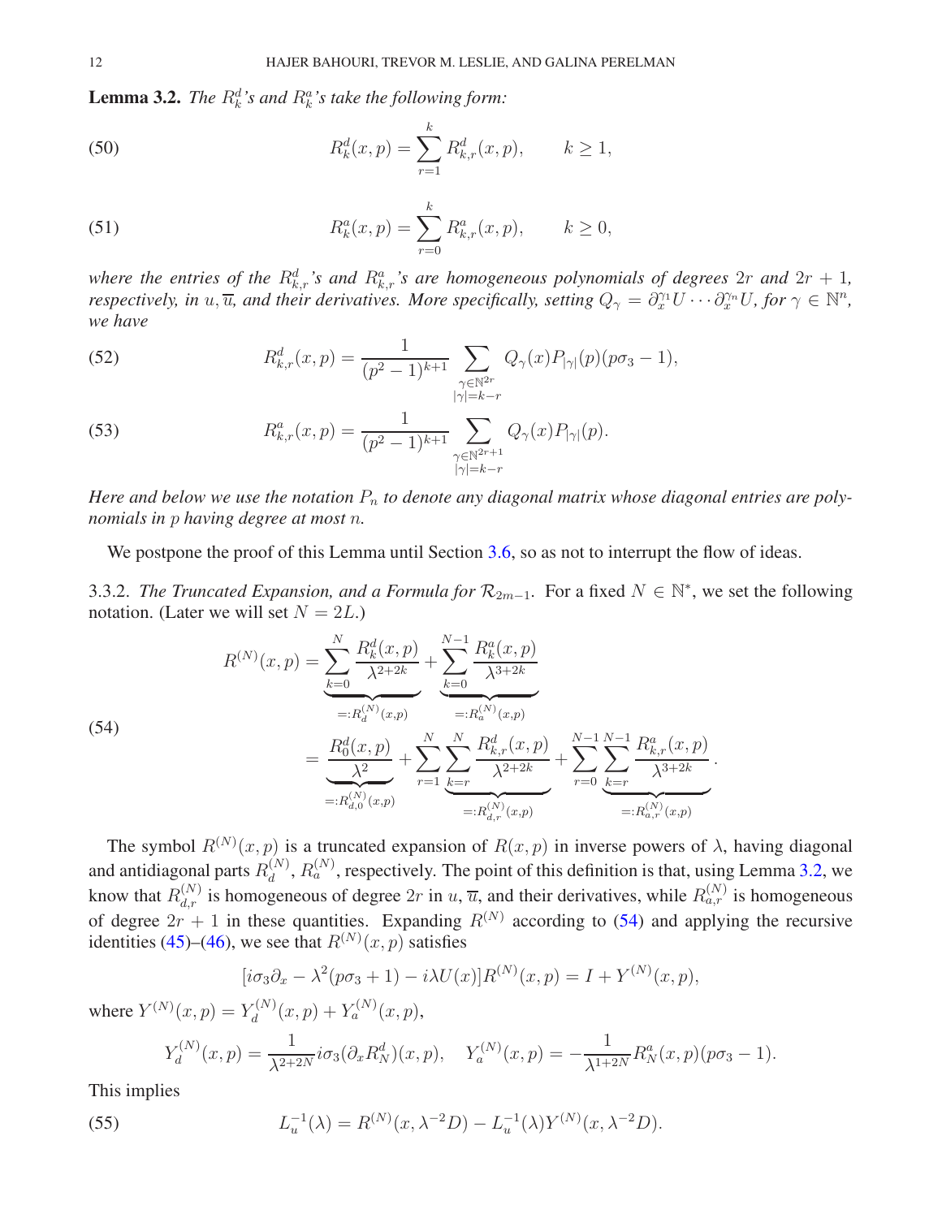**Lemma 3.2.** *The $R^d_k$'s and $R^a_k$'s take the following form:*

$$R^d_k(x,p) = \sum_{r=1}^{k} R^d_{k,r}(x,p), \qquad k \geq 1, \tag{50}$$

$$R^a_k(x,p) = \sum_{r=0}^{k} R^a_{k,r}(x,p), \qquad k \geq 0, \tag{51}$$

*where the entries of the $R^d_{k,r}$'s and $R^a_{k,r}$'s are homogeneous polynomials of degrees $2r$ and $2r+1$, respectively, in $u, \overline{u}$, and their derivatives. More specifically, setting $Q_\gamma = \partial_x^{\gamma_1} U \cdots \partial_x^{\gamma_n} U$, for $\gamma \in \mathbb{N}^n$, we have*

$$R^d_{k,r}(x,p) = \frac{1}{(p^2-1)^{k+1}} \sum_{\substack{\gamma \in \mathbb{N}^{2r} \\ |\gamma| = k-r}} Q_\gamma(x) P_{|\gamma|}(p)(p\sigma_3 - 1), \tag{52}$$

$$R^a_{k,r}(x,p) = \frac{1}{(p^2-1)^{k+1}} \sum_{\substack{\gamma \in \mathbb{N}^{2r+1} \\ |\gamma| = k-r}} Q_\gamma(x) P_{|\gamma|}(p). \tag{53}$$

*Here and below we use the notation $P_n$ to denote any diagonal matrix whose diagonal entries are polynomials in $p$ having degree at most $n$.*

We postpone the proof of this Lemma until Section 3.6, so as not to interrupt the flow of ideas.

3.3.2. *The Truncated Expansion, and a Formula for $\mathcal{R}_{2m-1}$.* For a fixed $N \in \mathbb{N}^*$, we set the following notation. (Later we will set $N = 2L$.)

$$\begin{aligned}
R^{(N)}(x,p) &= \underbrace{\sum_{k=0}^{N} \frac{R^d_k(x,p)}{\lambda^{2+2k}}}_{=:R^{(N)}_d(x,p)} + \underbrace{\sum_{k=0}^{N-1} \frac{R^a_k(x,p)}{\lambda^{3+2k}}}_{=:R^{(N)}_a(x,p)} \\
&= \underbrace{\frac{R^d_0(x,p)}{\lambda^2}}_{=:R^{(N)}_{d,0}(x,p)} + \sum_{r=1}^{N} \underbrace{\sum_{k=r}^{N} \frac{R^d_{k,r}(x,p)}{\lambda^{2+2k}}}_{=:R^{(N)}_{d,r}(x,p)} + \sum_{r=0}^{N-1} \underbrace{\sum_{k=r}^{N-1} \frac{R^a_{k,r}(x,p)}{\lambda^{3+2k}}}_{=:R^{(N)}_{a,r}(x,p)}.
\end{aligned} \tag{54}$$

The symbol $R^{(N)}(x,p)$ is a truncated expansion of $R(x,p)$ in inverse powers of $\lambda$, having diagonal and antidiagonal parts $R^{(N)}_d$, $R^{(N)}_a$, respectively. The point of this definition is that, using Lemma 3.2, we know that $R^{(N)}_{d,r}$ is homogeneous of degree $2r$ in $u, \overline{u}$, and their derivatives, while $R^{(N)}_{a,r}$ is homogeneous of degree $2r+1$ in these quantities. Expanding $R^{(N)}$ according to (54) and applying the recursive identities (45)–(46), we see that $R^{(N)}(x,p)$ satisfies

$$[i\sigma_3\partial_x - \lambda^2(p\sigma_3 + 1) - i\lambda U(x)] R^{(N)}(x,p) = I + Y^{(N)}(x,p),$$

where $Y^{(N)}(x,p) = Y^{(N)}_d(x,p) + Y^{(N)}_a(x,p)$,

$$Y^{(N)}_d(x,p) = \frac{1}{\lambda^{2+2N}} i\sigma_3(\partial_x R^d_N)(x,p), \quad Y^{(N)}_a(x,p) = -\frac{1}{\lambda^{1+2N}} R^a_N(x,p)(p\sigma_3 - 1).$$

This implies

$$L_u^{-1}(\lambda) = R^{(N)}(x, \lambda^{-2}D) - L_u^{-1}(\lambda) Y^{(N)}(x, \lambda^{-2}D). \tag{55}$$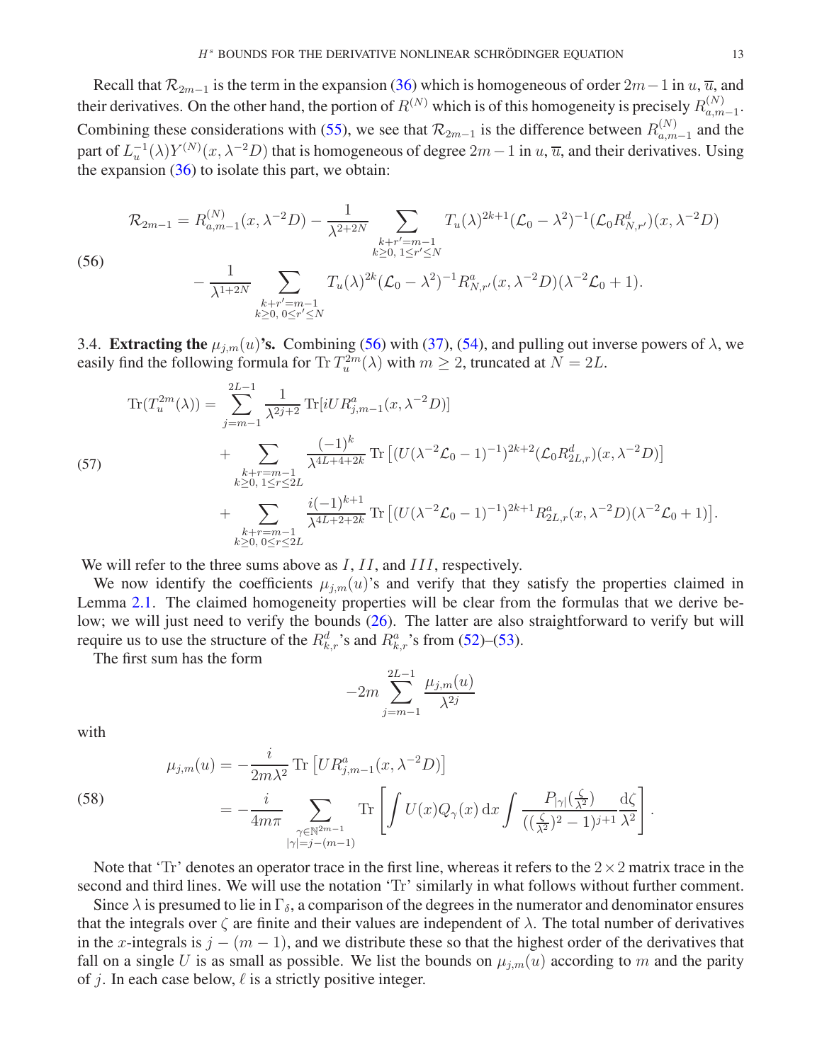Recall that $\mathcal{R}_{2m-1}$ is the term in the expansion (36) which is homogeneous of order $2m-1$ in $u$, $\overline{u}$, and their derivatives. On the other hand, the portion of $R^{(N)}$ which is of this homogeneity is precisely $R^{(N)}_{a,m-1}$. Combining these considerations with (55), we see that $\mathcal{R}_{2m-1}$ is the difference between $R^{(N)}_{a,m-1}$ and the part of $L_u^{-1}(\lambda)Y^{(N)}(x,\lambda^{-2}D)$ that is homogeneous of degree $2m-1$ in $u$, $\overline{u}$, and their derivatives. Using the expansion (36) to isolate this part, we obtain:

$$
\begin{aligned}
\mathcal{R}_{2m-1} = R^{(N)}_{a,m-1}(x,\lambda^{-2}D) &- \frac{1}{\lambda^{2+2N}} \sum_{\substack{k+r'=m-1 \\ k\geq 0,\ 1\leq r'\leq N}} T_u(\lambda)^{2k+1}(\mathcal{L}_0-\lambda^2)^{-1}(\mathcal{L}_0 R^d_{N,r'})(x,\lambda^{-2}D) \\
&- \frac{1}{\lambda^{1+2N}} \sum_{\substack{k+r'=m-1 \\ k\geq 0,\ 0\leq r'\leq N}} T_u(\lambda)^{2k}(\mathcal{L}_0-\lambda^2)^{-1}R^a_{N,r'}(x,\lambda^{-2}D)(\lambda^{-2}\mathcal{L}_0+1).
\end{aligned}
\tag{56}
$$

3.4. **Extracting the $\mu_{j,m}(u)$'s.** Combining (56) with (37), (54), and pulling out inverse powers of $\lambda$, we easily find the following formula for $\operatorname{Tr} T_u^{2m}(\lambda)$ with $m\geq 2$, truncated at $N=2L$.

$$
\begin{aligned}
\operatorname{Tr}(T_u^{2m}(\lambda)) = &\sum_{j=m-1}^{2L-1} \frac{1}{\lambda^{2j+2}} \operatorname{Tr}[iUR^a_{j,m-1}(x,\lambda^{-2}D)] \\
&+ \sum_{\substack{k+r=m-1 \\ k\geq 0,\ 1\leq r\leq 2L}} \frac{(-1)^k}{\lambda^{4L+4+2k}} \operatorname{Tr}\left[(U(\lambda^{-2}\mathcal{L}_0-1)^{-1})^{2k+2}(\mathcal{L}_0 R^d_{2L,r})(x,\lambda^{-2}D)\right] \\
&+ \sum_{\substack{k+r=m-1 \\ k\geq 0,\ 0\leq r\leq 2L}} \frac{i(-1)^{k+1}}{\lambda^{4L+2+2k}} \operatorname{Tr}\left[(U(\lambda^{-2}\mathcal{L}_0-1)^{-1})^{2k+1} R^a_{2L,r}(x,\lambda^{-2}D)(\lambda^{-2}\mathcal{L}_0+1)\right].
\end{aligned}
\tag{57}
$$

We will refer to the three sums above as $I$, $II$, and $III$, respectively.

We now identify the coefficients $\mu_{j,m}(u)$'s and verify that they satisfy the properties claimed in Lemma 2.1. The claimed homogeneity properties will be clear from the formulas that we derive below; we will just need to verify the bounds (26). The latter are also straightforward to verify but will require us to use the structure of the $R^d_{k,r}$'s and $R^a_{k,r}$'s from (52)–(53).

The first sum has the form

$$
-2m\sum_{j=m-1}^{2L-1} \frac{\mu_{j,m}(u)}{\lambda^{2j}}
$$

with

$$
\begin{aligned}
\mu_{j,m}(u) &= -\frac{i}{2m\lambda^2} \operatorname{Tr}\left[UR^a_{j,m-1}(x,\lambda^{-2}D)\right] \\
&= -\frac{i}{4m\pi} \sum_{\substack{\gamma\in\mathbb{N}^{2m-1} \\ |\gamma|=j-(m-1)}} \operatorname{Tr}\left[\int U(x)Q_\gamma(x)\,\mathrm{d}x \int \frac{P_{|\gamma|}(\frac{\zeta}{\lambda^2})}{((\frac{\zeta}{\lambda^2})^2-1)^{j+1}}\frac{\mathrm{d}\zeta}{\lambda^2}\right].
\end{aligned}
\tag{58}
$$

Note that 'Tr' denotes an operator trace in the first line, whereas it refers to the $2\times 2$ matrix trace in the second and third lines. We will use the notation 'Tr' similarly in what follows without further comment.

Since $\lambda$ is presumed to lie in $\Gamma_\delta$, a comparison of the degrees in the numerator and denominator ensures that the integrals over $\zeta$ are finite and their values are independent of $\lambda$. The total number of derivatives in the $x$-integrals is $j-(m-1)$, and we distribute these so that the highest order of the derivatives that fall on a single $U$ is as small as possible. We list the bounds on $\mu_{j,m}(u)$ according to $m$ and the parity of $j$. In each case below, $\ell$ is a strictly positive integer.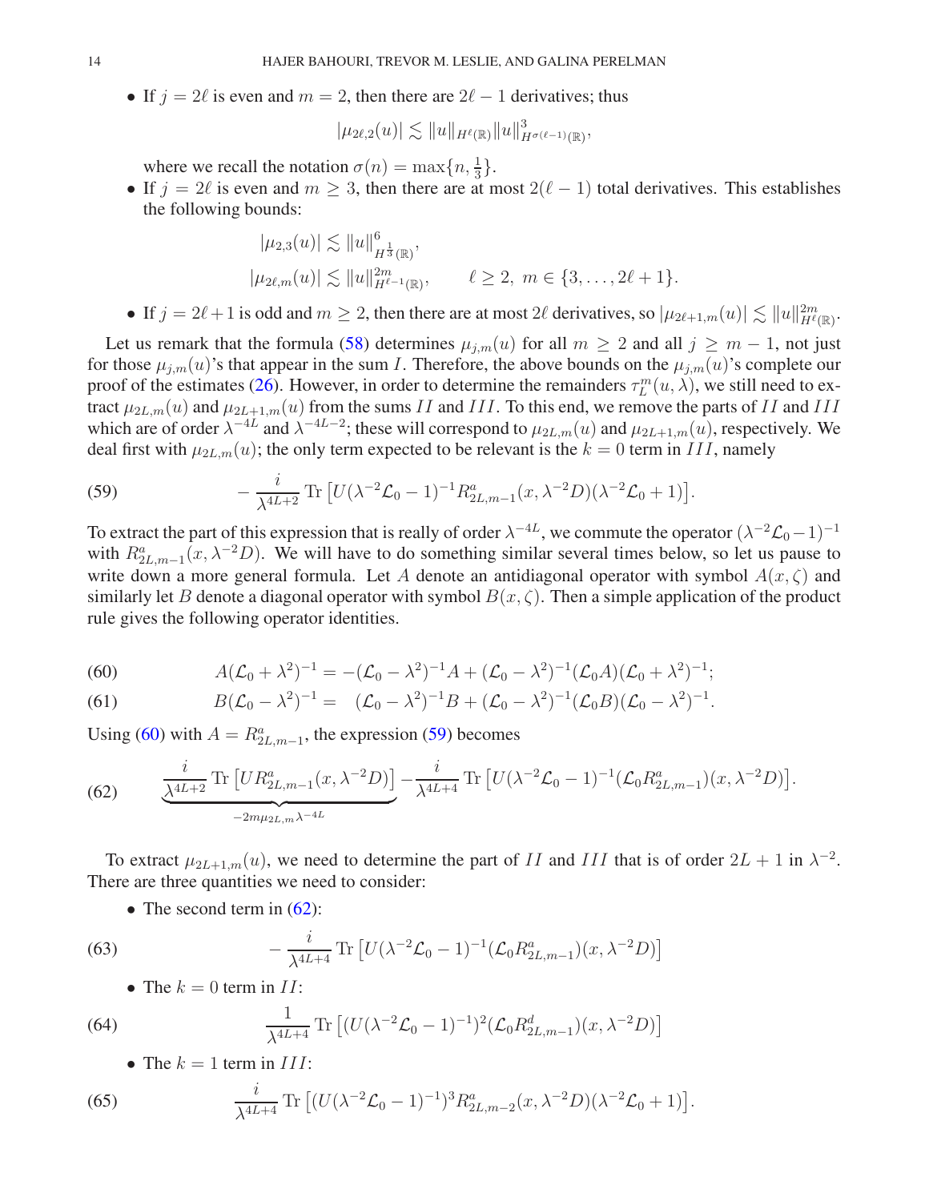- If $j = 2\ell$ is even and $m = 2$, then there are $2\ell - 1$ derivatives; thus

$$|\mu_{2\ell,2}(u)| \lesssim \|u\|_{H^\ell(\mathbb{R})} \|u\|^3_{H^{\sigma(\ell-1)}(\mathbb{R})},$$

  where we recall the notation $\sigma(n) = \max\{n, \frac{1}{3}\}$.
- If $j = 2\ell$ is even and $m \geq 3$, then there are at most $2(\ell - 1)$ total derivatives. This establishes the following bounds:

$$|\mu_{2,3}(u)| \lesssim \|u\|^6_{H^{\frac{1}{3}}(\mathbb{R})},$$

$$|\mu_{2\ell,m}(u)| \lesssim \|u\|^{2m}_{H^{\ell-1}(\mathbb{R})}, \qquad \ell \geq 2,\ m \in \{3, \ldots, 2\ell + 1\}.$$

- If $j = 2\ell+1$ is odd and $m \geq 2$, then there are at most $2\ell$ derivatives, so $|\mu_{2\ell+1,m}(u)| \lesssim \|u\|^{2m}_{H^\ell(\mathbb{R})}$.

Let us remark that the formula (58) determines $\mu_{j,m}(u)$ for all $m \geq 2$ and all $j \geq m - 1$, not just for those $\mu_{j,m}(u)$'s that appear in the sum $I$. Therefore, the above bounds on the $\mu_{j,m}(u)$'s complete our proof of the estimates (26). However, in order to determine the remainders $\tau_L^m(u, \lambda)$, we still need to extract $\mu_{2L,m}(u)$ and $\mu_{2L+1,m}(u)$ from the sums $II$ and $III$. To this end, we remove the parts of $II$ and $III$ which are of order $\lambda^{-4L}$ and $\lambda^{-4L-2}$; these will correspond to $\mu_{2L,m}(u)$ and $\mu_{2L+1,m}(u)$, respectively. We deal first with $\mu_{2L,m}(u)$; the only term expected to be relevant is the $k = 0$ term in $III$, namely

$$-\frac{i}{\lambda^{4L+2}} \operatorname{Tr}\left[U(\lambda^{-2}\mathcal{L}_0 - 1)^{-1} R^a_{2L,m-1}(x, \lambda^{-2}D)(\lambda^{-2}\mathcal{L}_0 + 1)\right]. \tag{59}$$

To extract the part of this expression that is really of order $\lambda^{-4L}$, we commute the operator $(\lambda^{-2}\mathcal{L}_0 - 1)^{-1}$ with $R^a_{2L,m-1}(x, \lambda^{-2}D)$. We will have to do something similar several times below, so let us pause to write down a more general formula. Let $A$ denote an antidiagonal operator with symbol $A(x, \zeta)$ and similarly let $B$ denote a diagonal operator with symbol $B(x, \zeta)$. Then a simple application of the product rule gives the following operator identities.

$$A(\mathcal{L}_0 + \lambda^2)^{-1} = -(\mathcal{L}_0 - \lambda^2)^{-1} A + (\mathcal{L}_0 - \lambda^2)^{-1}(\mathcal{L}_0 A)(\mathcal{L}_0 + \lambda^2)^{-1}; \tag{60}$$

$$B(\mathcal{L}_0 - \lambda^2)^{-1} = \ \ (\mathcal{L}_0 - \lambda^2)^{-1} B + (\mathcal{L}_0 - \lambda^2)^{-1}(\mathcal{L}_0 B)(\mathcal{L}_0 - \lambda^2)^{-1}. \tag{61}$$

Using (60) with $A = R^a_{2L,m-1}$, the expression (59) becomes

$$\underbrace{\frac{i}{\lambda^{4L+2}} \operatorname{Tr}\left[U R^a_{2L,m-1}(x, \lambda^{-2}D)\right]}_{-2m\mu_{2L,m}\lambda^{-4L}} - \frac{i}{\lambda^{4L+4}} \operatorname{Tr}\left[U(\lambda^{-2}\mathcal{L}_0 - 1)^{-1}(\mathcal{L}_0 R^a_{2L,m-1})(x, \lambda^{-2}D)\right]. \tag{62}$$

To extract $\mu_{2L+1,m}(u)$, we need to determine the part of $II$ and $III$ that is of order $2L + 1$ in $\lambda^{-2}$. There are three quantities we need to consider:

- The second term in (62):

$$-\frac{i}{\lambda^{4L+4}} \operatorname{Tr}\left[U(\lambda^{-2}\mathcal{L}_0 - 1)^{-1}(\mathcal{L}_0 R^a_{2L,m-1})(x, \lambda^{-2}D)\right] \tag{63}$$

- The $k = 0$ term in $II$:

$$\frac{1}{\lambda^{4L+4}} \operatorname{Tr}\left[(U(\lambda^{-2}\mathcal{L}_0 - 1)^{-1})^2(\mathcal{L}_0 R^d_{2L,m-1})(x, \lambda^{-2}D)\right] \tag{64}$$

- The $k = 1$ term in $III$:

$$\frac{i}{\lambda^{4L+4}} \operatorname{Tr}\left[(U(\lambda^{-2}\mathcal{L}_0 - 1)^{-1})^3 R^a_{2L,m-2}(x, \lambda^{-2}D)(\lambda^{-2}\mathcal{L}_0 + 1)\right]. \tag{65}$$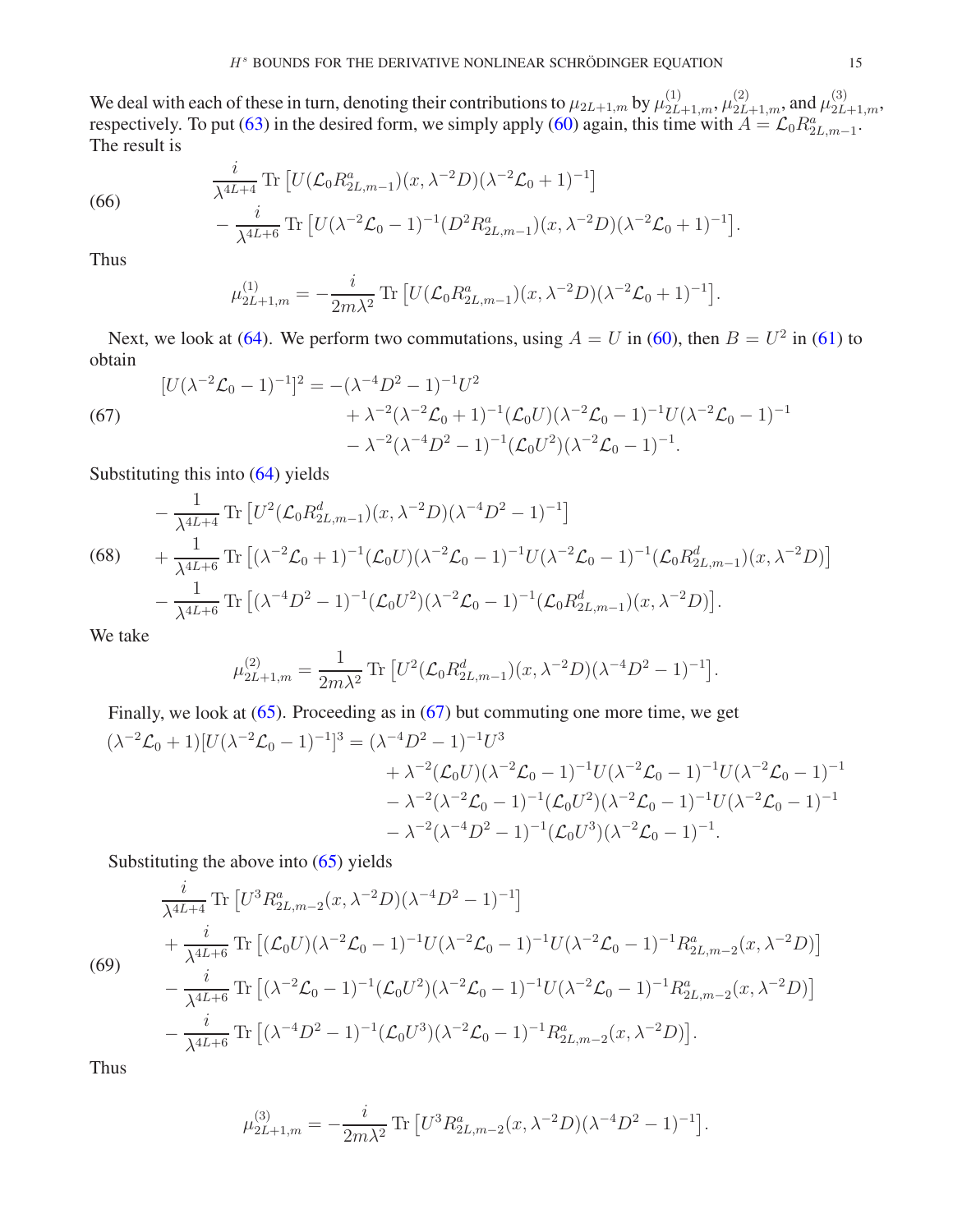We deal with each of these in turn, denoting their contributions to $\mu_{2L+1,m}$ by $\mu^{(1)}_{2L+1,m}$, $\mu^{(2)}_{2L+1,m}$, and $\mu^{(3)}_{2L+1,m}$, respectively. To put (63) in the desired form, we simply apply (60) again, this time with $A = \mathcal{L}_0 R^a_{2L,m-1}$. The result is

$$
\begin{aligned}
&\frac{i}{\lambda^{4L+4}} \operatorname{Tr}\left[U(\mathcal{L}_0 R^a_{2L,m-1})(x,\lambda^{-2}D)(\lambda^{-2}\mathcal{L}_0+1)^{-1}\right] \\
&\quad - \frac{i}{\lambda^{4L+6}} \operatorname{Tr}\left[U(\lambda^{-2}\mathcal{L}_0-1)^{-1}(D^2 R^a_{2L,m-1})(x,\lambda^{-2}D)(\lambda^{-2}\mathcal{L}_0+1)^{-1}\right].
\end{aligned} \tag{66}
$$

Thus

$$
\mu^{(1)}_{2L+1,m} = -\frac{i}{2m\lambda^2} \operatorname{Tr}\left[U(\mathcal{L}_0 R^a_{2L,m-1})(x,\lambda^{-2}D)(\lambda^{-2}\mathcal{L}_0+1)^{-1}\right].
$$

Next, we look at (64). We perform two commutations, using $A = U$ in (60), then $B = U^2$ in (61) to obtain

$$
\begin{aligned}
[U(\lambda^{-2}\mathcal{L}_0-1)^{-1}]^2 = {} & -(\lambda^{-4}D^2-1)^{-1}U^2 \\
& + \lambda^{-2}(\lambda^{-2}\mathcal{L}_0+1)^{-1}(\mathcal{L}_0 U)(\lambda^{-2}\mathcal{L}_0-1)^{-1}U(\lambda^{-2}\mathcal{L}_0-1)^{-1} \\
& - \lambda^{-2}(\lambda^{-4}D^2-1)^{-1}(\mathcal{L}_0 U^2)(\lambda^{-2}\mathcal{L}_0-1)^{-1}.
\end{aligned} \tag{67}
$$

Substituting this into (64) yields

$$
\begin{aligned}
&-\frac{1}{\lambda^{4L+4}} \operatorname{Tr}\left[U^2(\mathcal{L}_0 R^d_{2L,m-1})(x,\lambda^{-2}D)(\lambda^{-4}D^2-1)^{-1}\right] \\
&+\frac{1}{\lambda^{4L+6}} \operatorname{Tr}\left[(\lambda^{-2}\mathcal{L}_0+1)^{-1}(\mathcal{L}_0 U)(\lambda^{-2}\mathcal{L}_0-1)^{-1}U(\lambda^{-2}\mathcal{L}_0-1)^{-1}(\mathcal{L}_0 R^d_{2L,m-1})(x,\lambda^{-2}D)\right] \\
&-\frac{1}{\lambda^{4L+6}} \operatorname{Tr}\left[(\lambda^{-4}D^2-1)^{-1}(\mathcal{L}_0 U^2)(\lambda^{-2}\mathcal{L}_0-1)^{-1}(\mathcal{L}_0 R^d_{2L,m-1})(x,\lambda^{-2}D)\right].
\end{aligned} \tag{68}
$$

We take

$$
\mu^{(2)}_{2L+1,m} = \frac{1}{2m\lambda^2} \operatorname{Tr}\left[U^2(\mathcal{L}_0 R^d_{2L,m-1})(x,\lambda^{-2}D)(\lambda^{-4}D^2-1)^{-1}\right].
$$

Finally, we look at (65). Proceeding as in (67) but commuting one more time, we get

$$
\begin{aligned}
(\lambda^{-2}\mathcal{L}_0+1)[U(\lambda^{-2}\mathcal{L}_0-1)^{-1}]^3 = {} & (\lambda^{-4}D^2-1)^{-1}U^3 \\
& + \lambda^{-2}(\mathcal{L}_0 U)(\lambda^{-2}\mathcal{L}_0-1)^{-1}U(\lambda^{-2}\mathcal{L}_0-1)^{-1}U(\lambda^{-2}\mathcal{L}_0-1)^{-1} \\
& - \lambda^{-2}(\lambda^{-2}\mathcal{L}_0-1)^{-1}(\mathcal{L}_0 U^2)(\lambda^{-2}\mathcal{L}_0-1)^{-1}U(\lambda^{-2}\mathcal{L}_0-1)^{-1} \\
& - \lambda^{-2}(\lambda^{-4}D^2-1)^{-1}(\mathcal{L}_0 U^3)(\lambda^{-2}\mathcal{L}_0-1)^{-1}.
\end{aligned}
$$

Substituting the above into (65) yields

$$
\begin{aligned}
&\frac{i}{\lambda^{4L+4}} \operatorname{Tr}\left[U^3 R^a_{2L,m-2}(x,\lambda^{-2}D)(\lambda^{-4}D^2-1)^{-1}\right] \\
&+\frac{i}{\lambda^{4L+6}} \operatorname{Tr}\left[(\mathcal{L}_0 U)(\lambda^{-2}\mathcal{L}_0-1)^{-1}U(\lambda^{-2}\mathcal{L}_0-1)^{-1}U(\lambda^{-2}\mathcal{L}_0-1)^{-1}R^a_{2L,m-2}(x,\lambda^{-2}D)\right] \\
&-\frac{i}{\lambda^{4L+6}} \operatorname{Tr}\left[(\lambda^{-2}\mathcal{L}_0-1)^{-1}(\mathcal{L}_0 U^2)(\lambda^{-2}\mathcal{L}_0-1)^{-1}U(\lambda^{-2}\mathcal{L}_0-1)^{-1}R^a_{2L,m-2}(x,\lambda^{-2}D)\right] \\
&-\frac{i}{\lambda^{4L+6}} \operatorname{Tr}\left[(\lambda^{-4}D^2-1)^{-1}(\mathcal{L}_0 U^3)(\lambda^{-2}\mathcal{L}_0-1)^{-1}R^a_{2L,m-2}(x,\lambda^{-2}D)\right].
\end{aligned} \tag{69}
$$

Thus

$$
\mu^{(3)}_{2L+1,m} = -\frac{i}{2m\lambda^2} \operatorname{Tr}\left[U^3 R^a_{2L,m-2}(x,\lambda^{-2}D)(\lambda^{-4}D^2-1)^{-1}\right].
$$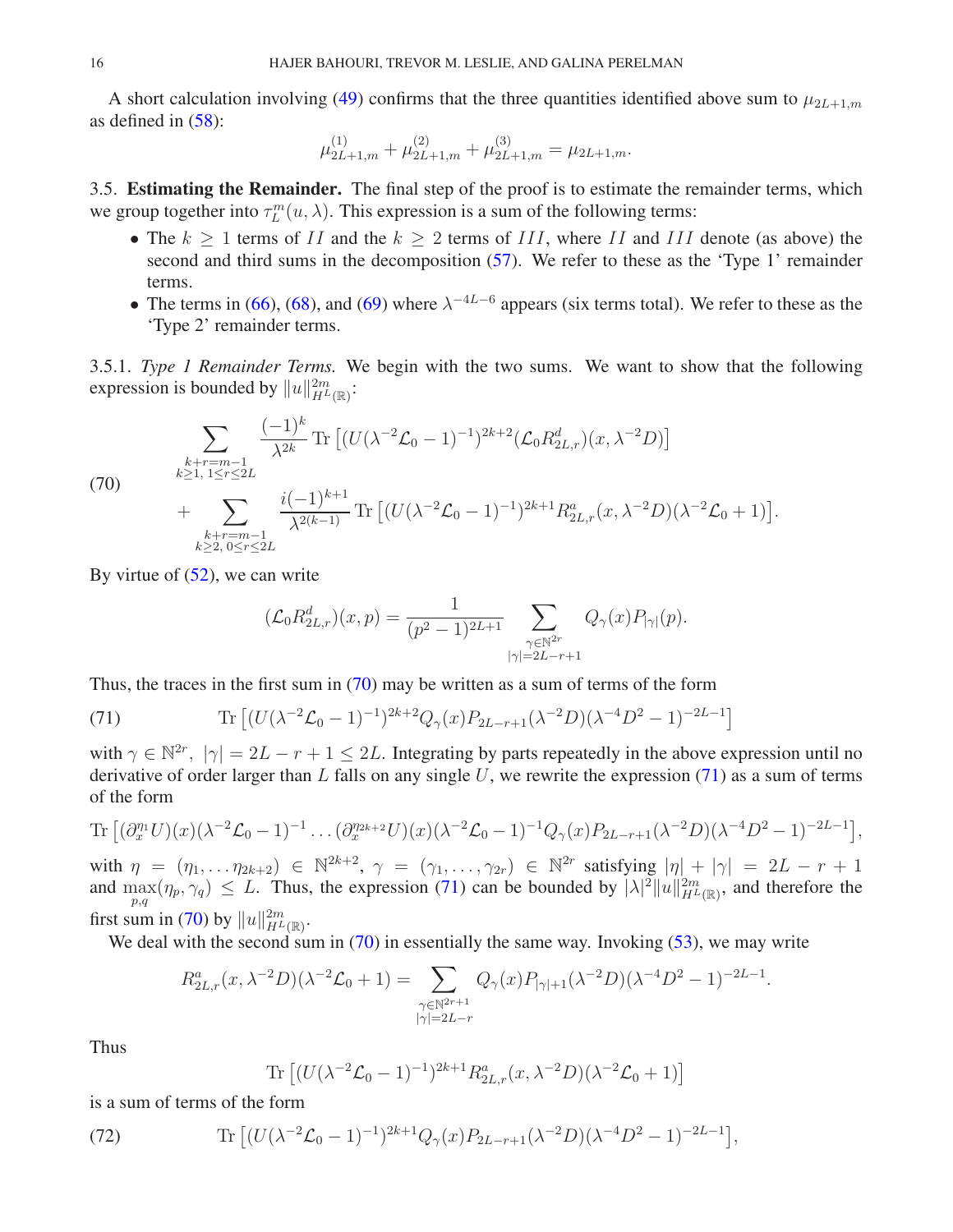A short calculation involving (49) confirms that the three quantities identified above sum to $\mu_{2L+1,m}$ as defined in (58):

$$\mu^{(1)}_{2L+1,m} + \mu^{(2)}_{2L+1,m} + \mu^{(3)}_{2L+1,m} = \mu_{2L+1,m}.$$

### 3.5. Estimating the Remainder.

The final step of the proof is to estimate the remainder terms, which we group together into $\tau^m_L(u,\lambda)$. This expression is a sum of the following terms:

- The $k \geq 1$ terms of $II$ and the $k \geq 2$ terms of $III$, where $II$ and $III$ denote (as above) the second and third sums in the decomposition (57). We refer to these as the 'Type 1' remainder terms.
- The terms in (66), (68), and (69) where $\lambda^{-4L-6}$ appears (six terms total). We refer to these as the 'Type 2' remainder terms.

#### 3.5.1. *Type 1 Remainder Terms.*

We begin with the two sums. We want to show that the following expression is bounded by $\|u\|^{2m}_{H^L(\mathbb{R})}$:

$$\begin{aligned}
&\sum_{\substack{k+r=m-1\\ k\geq 1,\ 1\leq r\leq 2L}} \frac{(-1)^k}{\lambda^{2k}} \operatorname{Tr}\left[(U(\lambda^{-2}\mathcal{L}_0-1)^{-1})^{2k+2}(\mathcal{L}_0 R^d_{2L,r})(x,\lambda^{-2}D)\right]\\
&\quad+\sum_{\substack{k+r=m-1\\ k\geq 2,\ 0\leq r\leq 2L}} \frac{i(-1)^{k+1}}{\lambda^{2(k-1)}} \operatorname{Tr}\left[(U(\lambda^{-2}\mathcal{L}_0-1)^{-1})^{2k+1}R^a_{2L,r}(x,\lambda^{-2}D)(\lambda^{-2}\mathcal{L}_0+1)\right].
\end{aligned} \tag{70}$$

By virtue of (52), we can write

$$(\mathcal{L}_0 R^d_{2L,r})(x,p) = \frac{1}{(p^2-1)^{2L+1}} \sum_{\substack{\gamma\in\mathbb{N}^{2r}\\ |\gamma|=2L-r+1}} Q_\gamma(x) P_{|\gamma|}(p).$$

Thus, the traces in the first sum in (70) may be written as a sum of terms of the form

$$\operatorname{Tr}\left[(U(\lambda^{-2}\mathcal{L}_0-1)^{-1})^{2k+2}Q_\gamma(x)P_{2L-r+1}(\lambda^{-2}D)(\lambda^{-4}D^2-1)^{-2L-1}\right] \tag{71}$$

with $\gamma\in\mathbb{N}^{2r},\ |\gamma| = 2L-r+1 \leq 2L$. Integrating by parts repeatedly in the above expression until no derivative of order larger than $L$ falls on any single $U$, we rewrite the expression (71) as a sum of terms of the form

$$\operatorname{Tr}\left[(\partial_x^{\eta_1}U)(x)(\lambda^{-2}\mathcal{L}_0-1)^{-1}\dots(\partial_x^{\eta_{2k+2}}U)(x)(\lambda^{-2}\mathcal{L}_0-1)^{-1}Q_\gamma(x)P_{2L-r+1}(\lambda^{-2}D)(\lambda^{-4}D^2-1)^{-2L-1}\right],$$

with $\eta = (\eta_1,\dots\eta_{2k+2}) \in \mathbb{N}^{2k+2}$, $\gamma = (\gamma_1,\dots,\gamma_{2r}) \in \mathbb{N}^{2r}$ satisfying $|\eta|+|\gamma| = 2L-r+1$ and $\max\limits_{p,q}(\eta_p,\gamma_q) \leq L$. Thus, the expression (71) can be bounded by $|\lambda|^2\|u\|^{2m}_{H^L(\mathbb{R})}$, and therefore the first sum in (70) by $\|u\|^{2m}_{H^L(\mathbb{R})}$.

We deal with the second sum in (70) in essentially the same way. Invoking (53), we may write

$$R^a_{2L,r}(x,\lambda^{-2}D)(\lambda^{-2}\mathcal{L}_0+1) = \sum_{\substack{\gamma\in\mathbb{N}^{2r+1}\\ |\gamma|=2L-r}} Q_\gamma(x)P_{|\gamma|+1}(\lambda^{-2}D)(\lambda^{-4}D^2-1)^{-2L-1}.$$

Thus

$$\operatorname{Tr}\left[(U(\lambda^{-2}\mathcal{L}_0-1)^{-1})^{2k+1}R^a_{2L,r}(x,\lambda^{-2}D)(\lambda^{-2}\mathcal{L}_0+1)\right]$$

is a sum of terms of the form

$$\operatorname{Tr}\left[(U(\lambda^{-2}\mathcal{L}_0-1)^{-1})^{2k+1}Q_\gamma(x)P_{2L-r+1}(\lambda^{-2}D)(\lambda^{-4}D^2-1)^{-2L-1}\right], \tag{72}$$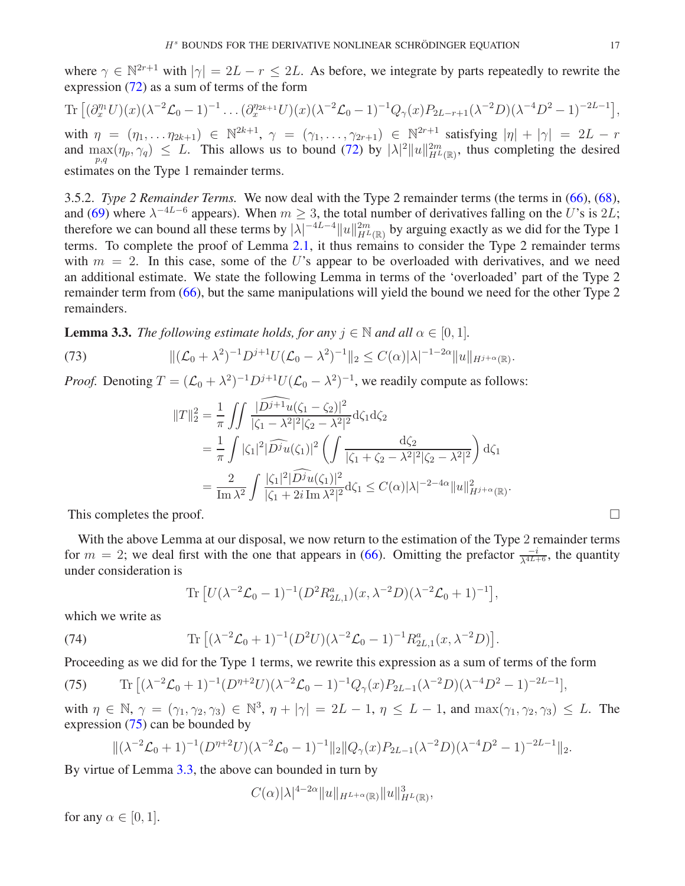where $\gamma \in \mathbb{N}^{2r+1}$ with $|\gamma| = 2L - r \leq 2L$. As before, we integrate by parts repeatedly to rewrite the expression (72) as a sum of terms of the form

$$\operatorname{Tr}\left[(\partial_x^{\eta_1} U)(x)(\lambda^{-2}\mathcal{L}_0 - 1)^{-1} \dots (\partial_x^{\eta_{2k+1}} U)(x)(\lambda^{-2}\mathcal{L}_0 - 1)^{-1} Q_\gamma(x) P_{2L-r+1}(\lambda^{-2}D)(\lambda^{-4}D^2 - 1)^{-2L-1}\right],$$

with $\eta = (\eta_1, \dots \eta_{2k+1}) \in \mathbb{N}^{2k+1}$, $\gamma = (\gamma_1, \dots, \gamma_{2r+1}) \in \mathbb{N}^{2r+1}$ satisfying $|\eta| + |\gamma| = 2L - r$ and $\max_{p,q}(\eta_p, \gamma_q) \leq L$. This allows us to bound (72) by $|\lambda|^2 \|u\|^{2m}_{H^L(\mathbb{R})}$, thus completing the desired estimates on the Type 1 remainder terms.

3.5.2. *Type 2 Remainder Terms.* We now deal with the Type 2 remainder terms (the terms in (66), (68), and (69) where $\lambda^{-4L-6}$ appears). When $m \geq 3$, the total number of derivatives falling on the $U$'s is $2L$; therefore we can bound all these terms by $|\lambda|^{-4L-4}\|u\|^{2m}_{H^L(\mathbb{R})}$ by arguing exactly as we did for the Type 1 terms. To complete the proof of Lemma 2.1, it thus remains to consider the Type 2 remainder terms with $m = 2$. In this case, some of the $U$'s appear to be overloaded with derivatives, and we need an additional estimate. We state the following Lemma in terms of the 'overloaded' part of the Type 2 remainder term from (66), but the same manipulations will yield the bound we need for the other Type 2 remainders.

**Lemma 3.3.** *The following estimate holds, for any $j \in \mathbb{N}$ and all $\alpha \in [0, 1]$.*

$$\|(\mathcal{L}_0 + \lambda^2)^{-1} D^{j+1} U (\mathcal{L}_0 - \lambda^2)^{-1}\|_2 \leq C(\alpha)|\lambda|^{-1-2\alpha}\|u\|_{H^{j+\alpha}(\mathbb{R})}. \tag{73}$$

*Proof.* Denoting $T = (\mathcal{L}_0 + \lambda^2)^{-1} D^{j+1} U (\mathcal{L}_0 - \lambda^2)^{-1}$, we readily compute as follows:

$$\begin{aligned}
\|T\|_2^2 &= \frac{1}{\pi} \iint \frac{|\widehat{D^{j+1}u}(\zeta_1 - \zeta_2)|^2}{|\zeta_1 - \lambda^2|^2 |\zeta_2 - \lambda^2|^2} \mathrm{d}\zeta_1 \mathrm{d}\zeta_2 \\
&= \frac{1}{\pi} \int |\zeta_1|^2 |\widehat{D^j u}(\zeta_1)|^2 \left( \int \frac{\mathrm{d}\zeta_2}{|\zeta_1 + \zeta_2 - \lambda^2|^2 |\zeta_2 - \lambda^2|^2} \right) \mathrm{d}\zeta_1 \\
&= \frac{2}{\operatorname{Im}\lambda^2} \int \frac{|\zeta_1|^2 |\widehat{D^j u}(\zeta_1)|^2}{|\zeta_1 + 2i \operatorname{Im}\lambda^2|^2} \mathrm{d}\zeta_1 \leq C(\alpha)|\lambda|^{-2-4\alpha}\|u\|^2_{H^{j+\alpha}(\mathbb{R})}.
\end{aligned}$$

This completes the proof. $\square$

With the above Lemma at our disposal, we now return to the estimation of the Type 2 remainder terms for $m = 2$; we deal first with the one that appears in (66). Omitting the prefactor $\frac{-i}{\lambda^{4L+6}}$, the quantity under consideration is

$$\operatorname{Tr}\left[U(\lambda^{-2}\mathcal{L}_0 - 1)^{-1}(D^2 R^a_{2L,1})(x, \lambda^{-2}D)(\lambda^{-2}\mathcal{L}_0 + 1)^{-1}\right],$$

which we write as

$$\operatorname{Tr}\left[(\lambda^{-2}\mathcal{L}_0 + 1)^{-1}(D^2 U)(\lambda^{-2}\mathcal{L}_0 - 1)^{-1} R^a_{2L,1}(x, \lambda^{-2}D)\right]. \tag{74}$$

Proceeding as we did for the Type 1 terms, we rewrite this expression as a sum of terms of the form

$$\operatorname{Tr}\left[(\lambda^{-2}\mathcal{L}_0 + 1)^{-1}(D^{\eta+2}U)(\lambda^{-2}\mathcal{L}_0 - 1)^{-1} Q_\gamma(x) P_{2L-1}(\lambda^{-2}D)(\lambda^{-4}D^2 - 1)^{-2L-1}\right], \tag{75}$$

with $\eta \in \mathbb{N}$, $\gamma = (\gamma_1, \gamma_2, \gamma_3) \in \mathbb{N}^3$, $\eta + |\gamma| = 2L - 1$, $\eta \leq L - 1$, and $\max(\gamma_1, \gamma_2, \gamma_3) \leq L$. The expression (75) can be bounded by

$$\|(\lambda^{-2}\mathcal{L}_0 + 1)^{-1}(D^{\eta+2}U)(\lambda^{-2}\mathcal{L}_0 - 1)^{-1}\|_2 \|Q_\gamma(x) P_{2L-1}(\lambda^{-2}D)(\lambda^{-4}D^2 - 1)^{-2L-1}\|_2.$$

By virtue of Lemma 3.3, the above can bounded in turn by

$$C(\alpha)|\lambda|^{4-2\alpha}\|u\|_{H^{L+\alpha}(\mathbb{R})}\|u\|^3_{H^L(\mathbb{R})},$$

for any $\alpha \in [0, 1]$.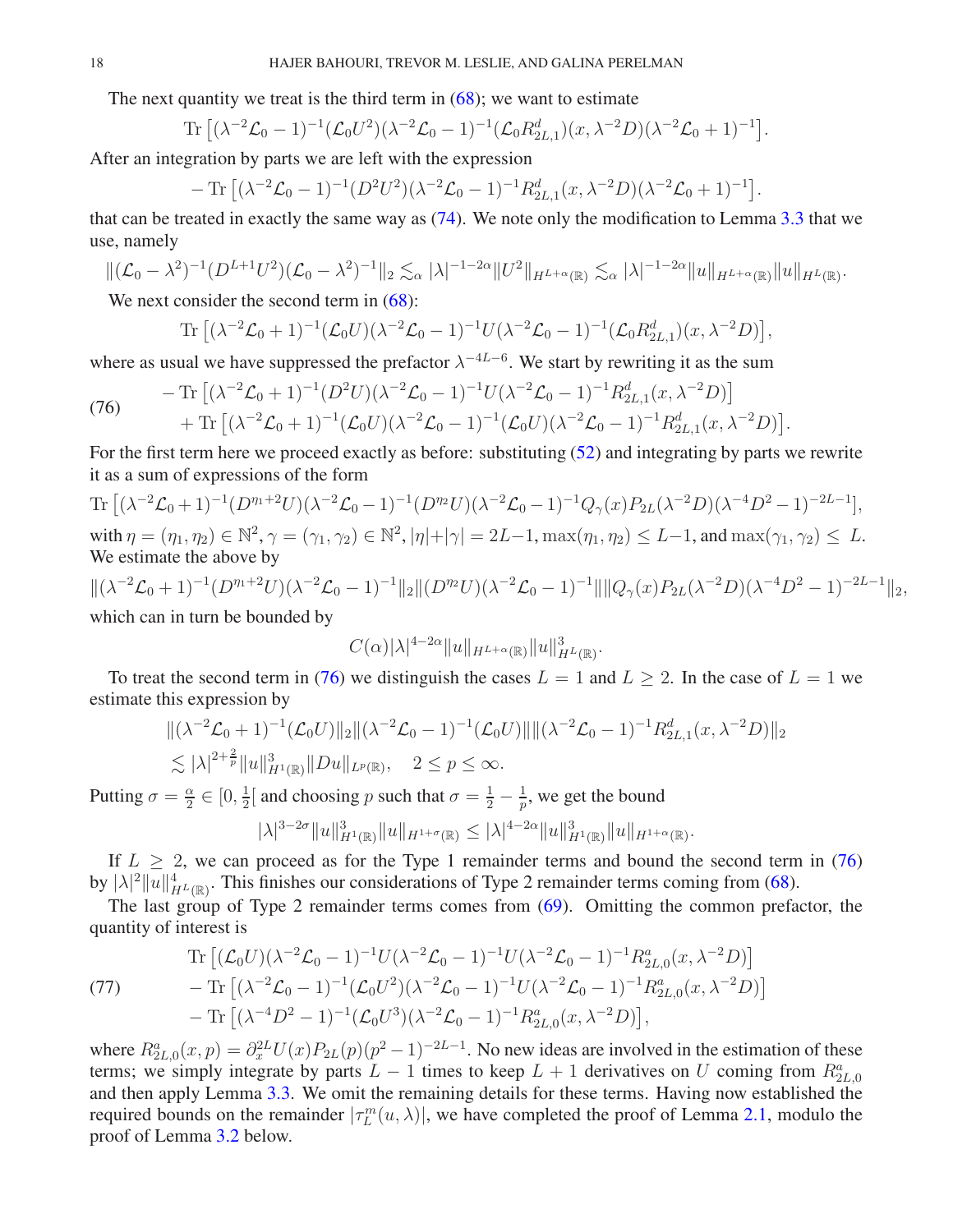The next quantity we treat is the third term in (68); we want to estimate

$$\mathrm{Tr}\left[(\lambda^{-2}\mathcal{L}_0 - 1)^{-1}(\mathcal{L}_0 U^2)(\lambda^{-2}\mathcal{L}_0 - 1)^{-1}(\mathcal{L}_0 R^d_{2L,1})(x,\lambda^{-2}D)(\lambda^{-2}\mathcal{L}_0 + 1)^{-1}\right].$$

After an integration by parts we are left with the expression

$$-\,\mathrm{Tr}\left[(\lambda^{-2}\mathcal{L}_0 - 1)^{-1}(D^2 U^2)(\lambda^{-2}\mathcal{L}_0 - 1)^{-1}R^d_{2L,1}(x,\lambda^{-2}D)(\lambda^{-2}\mathcal{L}_0 + 1)^{-1}\right].$$

that can be treated in exactly the same way as (74). We note only the modification to Lemma 3.3 that we use, namely

$$\|(\mathcal{L}_0 - \lambda^2)^{-1}(D^{L+1}U^2)(\mathcal{L}_0 - \lambda^2)^{-1}\|_2 \lesssim_\alpha |\lambda|^{-1-2\alpha}\|U^2\|_{H^{L+\alpha}(\mathbb{R})} \lesssim_\alpha |\lambda|^{-1-2\alpha}\|u\|_{H^{L+\alpha}(\mathbb{R})}\|u\|_{H^L(\mathbb{R})}.$$

We next consider the second term in (68):

$$\mathrm{Tr}\left[(\lambda^{-2}\mathcal{L}_0 + 1)^{-1}(\mathcal{L}_0 U)(\lambda^{-2}\mathcal{L}_0 - 1)^{-1}U(\lambda^{-2}\mathcal{L}_0 - 1)^{-1}(\mathcal{L}_0 R^d_{2L,1})(x,\lambda^{-2}D)\right],$$

where as usual we have suppressed the prefactor $\lambda^{-4L-6}$. We start by rewriting it as the sum

$$\begin{aligned} &-\mathrm{Tr}\left[(\lambda^{-2}\mathcal{L}_0 + 1)^{-1}(D^2 U)(\lambda^{-2}\mathcal{L}_0 - 1)^{-1}U(\lambda^{-2}\mathcal{L}_0 - 1)^{-1}R^d_{2L,1}(x,\lambda^{-2}D)\right] \\ &+\mathrm{Tr}\left[(\lambda^{-2}\mathcal{L}_0 + 1)^{-1}(\mathcal{L}_0 U)(\lambda^{-2}\mathcal{L}_0 - 1)^{-1}(\mathcal{L}_0 U)(\lambda^{-2}\mathcal{L}_0 - 1)^{-1}R^d_{2L,1}(x,\lambda^{-2}D)\right]. \end{aligned} \tag{76}$$

For the first term here we proceed exactly as before: substituting (52) and integrating by parts we rewrite it as a sum of expressions of the form

$$\mathrm{Tr}\left[(\lambda^{-2}\mathcal{L}_0 + 1)^{-1}(D^{\eta_1+2}U)(\lambda^{-2}\mathcal{L}_0 - 1)^{-1}(D^{\eta_2}U)(\lambda^{-2}\mathcal{L}_0 - 1)^{-1}Q_\gamma(x)P_{2L}(\lambda^{-2}D)(\lambda^{-4}D^2 - 1)^{-2L-1}\right],$$

with $\eta = (\eta_1,\eta_2) \in \mathbb{N}^2$, $\gamma = (\gamma_1,\gamma_2) \in \mathbb{N}^2$, $|\eta|+|\gamma| = 2L-1$, $\max(\eta_1,\eta_2) \le L-1$, and $\max(\gamma_1,\gamma_2) \le L$. We estimate the above by

$$\|(\lambda^{-2}\mathcal{L}_0 + 1)^{-1}(D^{\eta_1+2}U)(\lambda^{-2}\mathcal{L}_0 - 1)^{-1}\|_2\|(D^{\eta_2}U)(\lambda^{-2}\mathcal{L}_0 - 1)^{-1}\|\|Q_\gamma(x)P_{2L}(\lambda^{-2}D)(\lambda^{-4}D^2 - 1)^{-2L-1}\|_2,$$

which can in turn be bounded by

$$C(\alpha)|\lambda|^{4-2\alpha}\|u\|_{H^{L+\alpha}(\mathbb{R})}\|u\|^3_{H^L(\mathbb{R})}.$$

To treat the second term in (76) we distinguish the cases $L = 1$ and $L \ge 2$. In the case of $L = 1$ we estimate this expression by

$$\begin{aligned} &\|(\lambda^{-2}\mathcal{L}_0 + 1)^{-1}(\mathcal{L}_0 U)\|_2\|(\lambda^{-2}\mathcal{L}_0 - 1)^{-1}(\mathcal{L}_0 U)\|\|(\lambda^{-2}\mathcal{L}_0 - 1)^{-1}R^d_{2L,1}(x,\lambda^{-2}D)\|_2 \\ &\lesssim |\lambda|^{2+\frac{2}{p}}\|u\|^3_{H^1(\mathbb{R})}\|Du\|_{L^p(\mathbb{R})}, \quad 2 \le p \le \infty. \end{aligned}$$

Putting $\sigma = \frac{\alpha}{2} \in [0,\frac{1}{2}[$ and choosing $p$ such that $\sigma = \frac{1}{2} - \frac{1}{p}$, we get the bound

$$|\lambda|^{3-2\sigma}\|u\|^3_{H^1(\mathbb{R})}\|u\|_{H^{1+\sigma}(\mathbb{R})} \le |\lambda|^{4-2\alpha}\|u\|^3_{H^1(\mathbb{R})}\|u\|_{H^{1+\alpha}(\mathbb{R})}.$$

If $L \ge 2$, we can proceed as for the Type 1 remainder terms and bound the second term in (76) by $|\lambda|^2\|u\|^4_{H^L(\mathbb{R})}$. This finishes our considerations of Type 2 remainder terms coming from (68).

The last group of Type 2 remainder terms comes from (69). Omitting the common prefactor, the quantity of interest is

$$\begin{aligned} &\mathrm{Tr}\left[(\mathcal{L}_0 U)(\lambda^{-2}\mathcal{L}_0 - 1)^{-1}U(\lambda^{-2}\mathcal{L}_0 - 1)^{-1}U(\lambda^{-2}\mathcal{L}_0 - 1)^{-1}R^a_{2L,0}(x,\lambda^{-2}D)\right] \\ &-\mathrm{Tr}\left[(\lambda^{-2}\mathcal{L}_0 - 1)^{-1}(\mathcal{L}_0 U^2)(\lambda^{-2}\mathcal{L}_0 - 1)^{-1}U(\lambda^{-2}\mathcal{L}_0 - 1)^{-1}R^a_{2L,0}(x,\lambda^{-2}D)\right] \\ &-\mathrm{Tr}\left[(\lambda^{-4}D^2 - 1)^{-1}(\mathcal{L}_0 U^3)(\lambda^{-2}\mathcal{L}_0 - 1)^{-1}R^a_{2L,0}(x,\lambda^{-2}D)\right], \end{aligned} \tag{77}$$

where $R^a_{2L,0}(x,p) = \partial_x^{2L}U(x)P_{2L}(p)(p^2-1)^{-2L-1}$. No new ideas are involved in the estimation of these terms; we simply integrate by parts $L-1$ times to keep $L+1$ derivatives on $U$ coming from $R^a_{2L,0}$ and then apply Lemma 3.3. We omit the remaining details for these terms. Having now established the required bounds on the remainder $|\tau^m_L(u,\lambda)|$, we have completed the proof of Lemma 2.1, modulo the proof of Lemma 3.2 below.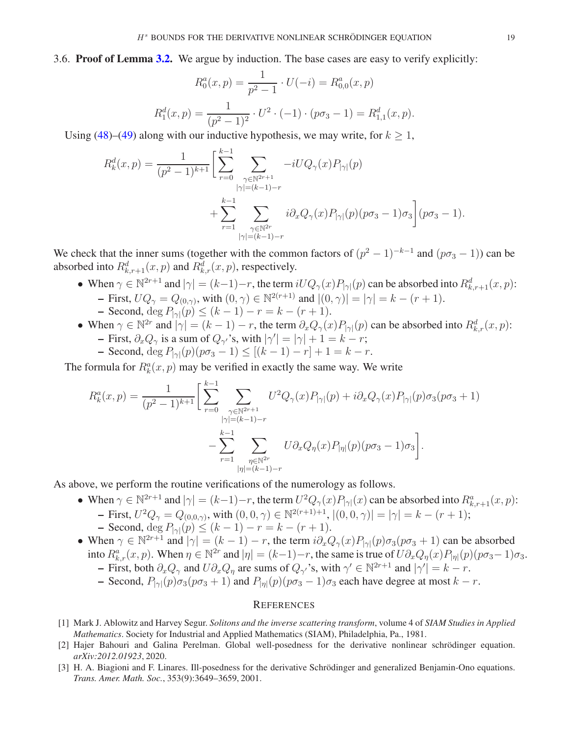3.6. **Proof of Lemma 3.2.** We argue by induction. The base cases are easy to verify explicitly:

$$R_0^a(x,p) = \frac{1}{p^2-1} \cdot U(-i) = R_{0,0}^a(x,p)$$

$$R_1^d(x,p) = \frac{1}{(p^2-1)^2} \cdot U^2 \cdot (-1) \cdot (p\sigma_3 - 1) = R_{1,1}^d(x,p).$$

Using (48)–(49) along with our inductive hypothesis, we may write, for $k \geq 1$,

$$R_k^d(x,p) = \frac{1}{(p^2-1)^{k+1}} \Bigg[ \sum_{r=0}^{k-1} \sum_{\substack{\gamma \in \mathbb{N}^{2r+1} \\ |\gamma| = (k-1)-r}} -iUQ_\gamma(x) P_{|\gamma|}(p) + \sum_{r=1}^{k-1} \sum_{\substack{\gamma \in \mathbb{N}^{2r} \\ |\gamma| = (k-1)-r}} i\partial_x Q_\gamma(x) P_{|\gamma|}(p)(p\sigma_3 - 1)\sigma_3 \Bigg] (p\sigma_3 - 1).$$

We check that the inner sums (together with the common factors of $(p^2-1)^{-k-1}$ and $(p\sigma_3 - 1)$) can be absorbed into $R_{k,r+1}^d(x,p)$ and $R_{k,r}^d(x,p)$, respectively.

- When $\gamma \in \mathbb{N}^{2r+1}$ and $|\gamma| = (k-1)-r$, the term $iUQ_\gamma(x)P_{|\gamma|}(p)$ can be absorbed into $R_{k,r+1}^d(x,p)$:
  - First, $UQ_\gamma = Q_{(0,\gamma)}$, with $(0,\gamma) \in \mathbb{N}^{2(r+1)}$ and $|(0,\gamma)| = |\gamma| = k - (r+1)$.
  - Second, $\deg P_{|\gamma|}(p) \leq (k-1) - r = k - (r+1)$.
- When $\gamma \in \mathbb{N}^{2r}$ and $|\gamma| = (k-1) - r$, the term $\partial_x Q_\gamma(x) P_{|\gamma|}(p)$ can be absorbed into $R_{k,r}^d(x,p)$:
  - First, $\partial_x Q_\gamma$ is a sum of $Q_{\gamma'}$'s, with $|\gamma'| = |\gamma| + 1 = k - r$;
  - Second, $\deg P_{|\gamma|}(p)(p\sigma_3 - 1) \leq [(k-1) - r] + 1 = k - r$.

The formula for $R_k^a(x,p)$ may be verified in exactly the same way. We write

$$R_k^a(x,p) = \frac{1}{(p^2-1)^{k+1}} \Bigg[ \sum_{r=0}^{k-1} \sum_{\substack{\gamma \in \mathbb{N}^{2r+1} \\ |\gamma| = (k-1)-r}} U^2 Q_\gamma(x) P_{|\gamma|}(p) + i\partial_x Q_\gamma(x) P_{|\gamma|}(p)\sigma_3(p\sigma_3 + 1) - \sum_{r=1}^{k-1} \sum_{\substack{\eta \in \mathbb{N}^{2r} \\ |\eta| = (k-1)-r}} U\partial_x Q_\eta(x) P_{|\eta|}(p)(p\sigma_3 - 1)\sigma_3 \Bigg].$$

As above, we perform the routine verifications of the numerology as follows.

- When $\gamma \in \mathbb{N}^{2r+1}$ and $|\gamma| = (k-1)-r$, the term $U^2 Q_\gamma(x) P_{|\gamma|}(x)$ can be absorbed into $R_{k,r+1}^a(x,p)$:
  - First, $U^2 Q_\gamma = Q_{(0,0,\gamma)}$, with $(0,0,\gamma) \in \mathbb{N}^{2(r+1)+1}$, $|(0,0,\gamma)| = |\gamma| = k - (r+1)$;
  - Second, $\deg P_{|\gamma|}(p) \leq (k-1) - r = k - (r+1)$.
- When $\gamma \in \mathbb{N}^{2r+1}$ and $|\gamma| = (k-1) - r$, the term $i\partial_x Q_\gamma(x) P_{|\gamma|}(p)\sigma_3(p\sigma_3 + 1)$ can be absorbed into $R_{k,r}^a(x,p)$. When $\eta \in \mathbb{N}^{2r}$ and $|\eta| = (k-1)-r$, the same is true of $U\partial_x Q_\eta(x) P_{|\eta|}(p)(p\sigma_3 - 1)\sigma_3$.
  - First, both $\partial_x Q_\gamma$ and $U\partial_x Q_\eta$ are sums of $Q_{\gamma'}$'s, with $\gamma' \in \mathbb{N}^{2r+1}$ and $|\gamma'| = k - r$.
  - Second, $P_{|\gamma|}(p)\sigma_3(p\sigma_3 + 1)$ and $P_{|\eta|}(p)(p\sigma_3 - 1)\sigma_3$ each have degree at most $k - r$.

## References

[1] Mark J. Ablowitz and Harvey Segur. *Solitons and the inverse scattering transform*, volume 4 of *SIAM Studies in Applied Mathematics*. Society for Industrial and Applied Mathematics (SIAM), Philadelphia, Pa., 1981.

[2] Hajer Bahouri and Galina Perelman. Global well-posedness for the derivative nonlinear schrödinger equation. *arXiv:2012.01923*, 2020.

[3] H. A. Biagioni and F. Linares. Ill-posedness for the derivative Schrödinger and generalized Benjamin-Ono equations. *Trans. Amer. Math. Soc.*, 353(9):3649–3659, 2001.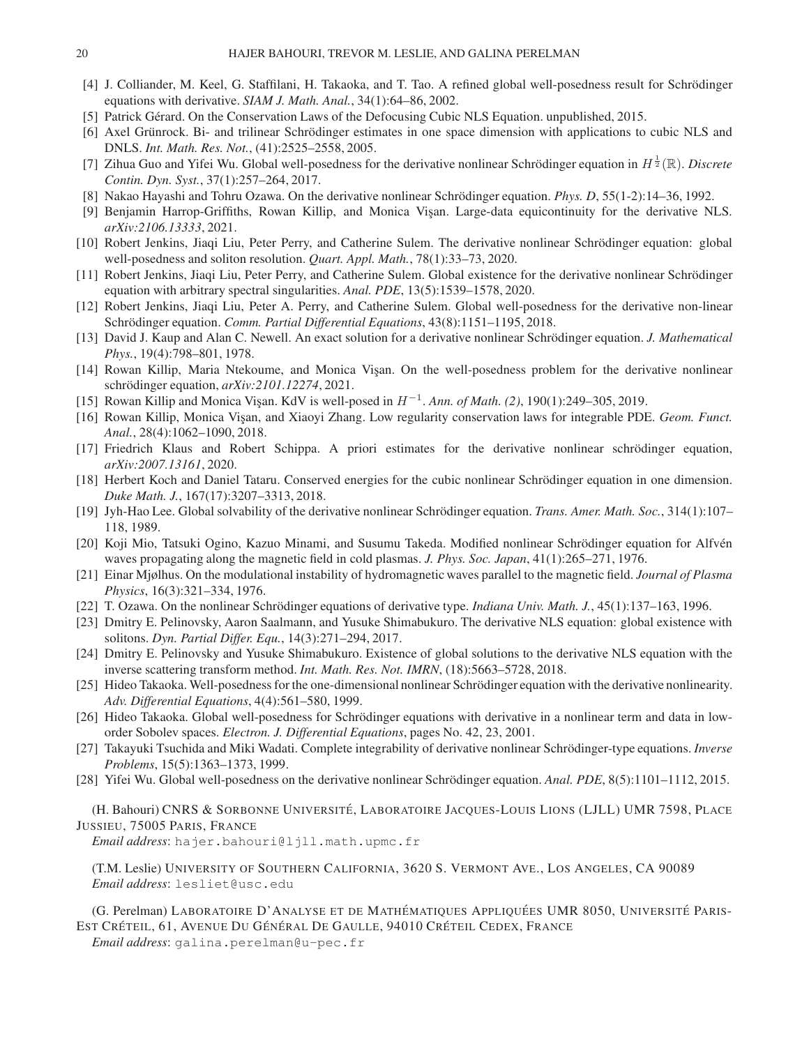[4] J. Colliander, M. Keel, G. Staffilani, H. Takaoka, and T. Tao. A refined global well-posedness result for Schrödinger equations with derivative. *SIAM J. Math. Anal.*, 34(1):64–86, 2002.

[5] Patrick Gérard. On the Conservation Laws of the Defocusing Cubic NLS Equation. unpublished, 2015.

[6] Axel Grünrock. Bi- and trilinear Schrödinger estimates in one space dimension with applications to cubic NLS and DNLS. *Int. Math. Res. Not.*, (41):2525–2558, 2005.

[7] Zihua Guo and Yifei Wu. Global well-posedness for the derivative nonlinear Schrödinger equation in $H^{\frac{1}{2}}(\mathbb{R})$. *Discrete Contin. Dyn. Syst.*, 37(1):257–264, 2017.

[8] Nakao Hayashi and Tohru Ozawa. On the derivative nonlinear Schrödinger equation. *Phys. D*, 55(1-2):14–36, 1992.

[9] Benjamin Harrop-Griffiths, Rowan Killip, and Monica Vişan. Large-data equicontinuity for the derivative NLS. *arXiv:2106.13333*, 2021.

[10] Robert Jenkins, Jiaqi Liu, Peter Perry, and Catherine Sulem. The derivative nonlinear Schrödinger equation: global well-posedness and soliton resolution. *Quart. Appl. Math.*, 78(1):33–73, 2020.

[11] Robert Jenkins, Jiaqi Liu, Peter Perry, and Catherine Sulem. Global existence for the derivative nonlinear Schrödinger equation with arbitrary spectral singularities. *Anal. PDE*, 13(5):1539–1578, 2020.

[12] Robert Jenkins, Jiaqi Liu, Peter A. Perry, and Catherine Sulem. Global well-posedness for the derivative non-linear Schrödinger equation. *Comm. Partial Differential Equations*, 43(8):1151–1195, 2018.

[13] David J. Kaup and Alan C. Newell. An exact solution for a derivative nonlinear Schrödinger equation. *J. Mathematical Phys.*, 19(4):798–801, 1978.

[14] Rowan Killip, Maria Ntekoume, and Monica Vişan. On the well-posedness problem for the derivative nonlinear schrödinger equation, *arXiv:2101.12274*, 2021.

[15] Rowan Killip and Monica Vişan. KdV is well-posed in $H^{-1}$. *Ann. of Math. (2)*, 190(1):249–305, 2019.

[16] Rowan Killip, Monica Vişan, and Xiaoyi Zhang. Low regularity conservation laws for integrable PDE. *Geom. Funct. Anal.*, 28(4):1062–1090, 2018.

[17] Friedrich Klaus and Robert Schippa. A priori estimates for the derivative nonlinear schrödinger equation, *arXiv:2007.13161*, 2020.

[18] Herbert Koch and Daniel Tataru. Conserved energies for the cubic nonlinear Schrödinger equation in one dimension. *Duke Math. J.*, 167(17):3207–3313, 2018.

[19] Jyh-Hao Lee. Global solvability of the derivative nonlinear Schrödinger equation. *Trans. Amer. Math. Soc.*, 314(1):107–118, 1989.

[20] Koji Mio, Tatsuki Ogino, Kazuo Minami, and Susumu Takeda. Modified nonlinear Schrödinger equation for Alfvén waves propagating along the magnetic field in cold plasmas. *J. Phys. Soc. Japan*, 41(1):265–271, 1976.

[21] Einar Mjølhus. On the modulational instability of hydromagnetic waves parallel to the magnetic field. *Journal of Plasma Physics*, 16(3):321–334, 1976.

[22] T. Ozawa. On the nonlinear Schrödinger equations of derivative type. *Indiana Univ. Math. J.*, 45(1):137–163, 1996.

[23] Dmitry E. Pelinovsky, Aaron Saalmann, and Yusuke Shimabukuro. The derivative NLS equation: global existence with solitons. *Dyn. Partial Differ. Equ.*, 14(3):271–294, 2017.

[24] Dmitry E. Pelinovsky and Yusuke Shimabukuro. Existence of global solutions to the derivative NLS equation with the inverse scattering transform method. *Int. Math. Res. Not. IMRN*, (18):5663–5728, 2018.

[25] Hideo Takaoka. Well-posedness for the one-dimensional nonlinear Schrödinger equation with the derivative nonlinearity. *Adv. Differential Equations*, 4(4):561–580, 1999.

[26] Hideo Takaoka. Global well-posedness for Schrödinger equations with derivative in a nonlinear term and data in low-order Sobolev spaces. *Electron. J. Differential Equations*, pages No. 42, 23, 2001.

[27] Takayuki Tsuchida and Miki Wadati. Complete integrability of derivative nonlinear Schrödinger-type equations. *Inverse Problems*, 15(5):1363–1373, 1999.

[28] Yifei Wu. Global well-posedness on the derivative nonlinear Schrödinger equation. *Anal. PDE*, 8(5):1101–1112, 2015.

(H. Bahouri) CNRS & Sorbonne Université, Laboratoire Jacques-Louis Lions (LJLL) UMR 7598, Place Jussieu, 75005 Paris, France
*Email address*: hajer.bahouri@ljll.math.upmc.fr

(T.M. Leslie) University of Southern California, 3620 S. Vermont Ave., Los Angeles, CA 90089
*Email address*: lesliet@usc.edu

(G. Perelman) Laboratoire d'Analyse et de Mathématiques Appliquées UMR 8050, Université Paris-Est Créteil, 61, Avenue du Général de Gaulle, 94010 Créteil Cedex, France
*Email address*: galina.perelman@u-pec.fr